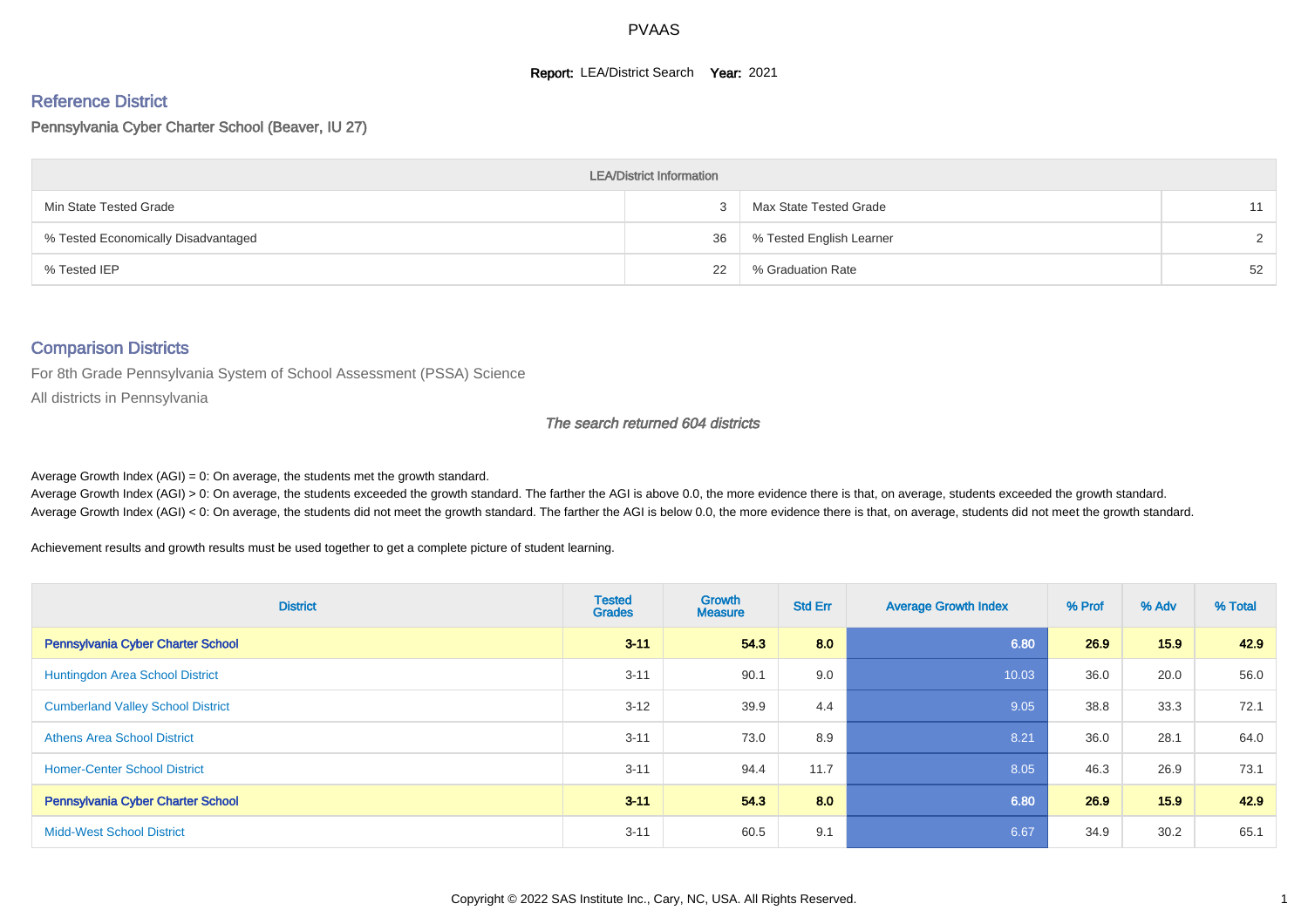# PVAAS

**Report:** LEA/District Search **Year:** 2021

## Reference District

Pennsylvania Cyber Charter School (Beaver, IU 27)

| LEA/District Information | | | |
|---|---|---|---|
| Min State Tested Grade | 3 | Max State Tested Grade | 11 |
| % Tested Economically Disadvantaged | 36 | % Tested English Learner | 2 |
| % Tested IEP | 22 | % Graduation Rate | 52 |

## Comparison Districts

For 8th Grade Pennsylvania System of School Assessment (PSSA) Science

All districts in Pennsylvania

*The search returned 604 districts*

Average Growth Index (AGI) = 0: On average, the students met the growth standard.
Average Growth Index (AGI) > 0: On average, the students exceeded the growth standard. The farther the AGI is above 0.0, the more evidence there is that, on average, students exceeded the growth standard.
Average Growth Index (AGI) < 0: On average, the students did not meet the growth standard. The farther the AGI is below 0.0, the more evidence there is that, on average, students did not meet the growth standard.

Achievement results and growth results must be used together to get a complete picture of student learning.

| District | Tested Grades | Growth Measure | Std Err | Average Growth Index | % Prof | % Adv | % Total |
|---|---|---|---|---|---|---|---|
| **Pennsylvania Cyber Charter School** | **3-11** | **54.3** | **8.0** | **6.80** | **26.9** | **15.9** | **42.9** |
| Huntingdon Area School District | 3-11 | 90.1 | 9.0 | 10.03 | 36.0 | 20.0 | 56.0 |
| Cumberland Valley School District | 3-12 | 39.9 | 4.4 | 9.05 | 38.8 | 33.3 | 72.1 |
| Athens Area School District | 3-11 | 73.0 | 8.9 | 8.21 | 36.0 | 28.1 | 64.0 |
| Homer-Center School District | 3-11 | 94.4 | 11.7 | 8.05 | 46.3 | 26.9 | 73.1 |
| **Pennsylvania Cyber Charter School** | **3-11** | **54.3** | **8.0** | **6.80** | **26.9** | **15.9** | **42.9** |
| Midd-West School District | 3-11 | 60.5 | 9.1 | 6.67 | 34.9 | 30.2 | 65.1 |

Copyright © 2022 SAS Institute Inc., Cary, NC, USA. All Rights Reserved.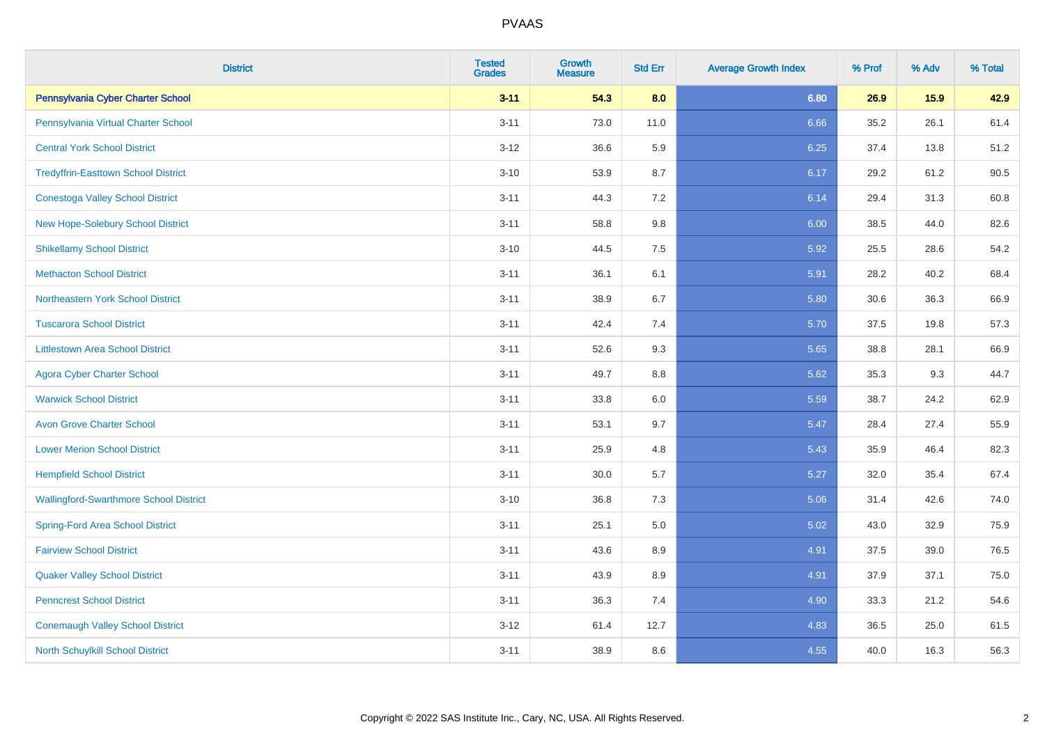| District | Tested Grades | Growth Measure | Std Err | Average Growth Index | % Prof | % Adv | % Total |
|---|---|---|---|---|---|---|---|
| **Pennsylvania Cyber Charter School** | **3-11** | **54.3** | **8.0** | **6.80** | **26.9** | **15.9** | **42.9** |
| Pennsylvania Virtual Charter School | 3-11 | 73.0 | 11.0 | 6.66 | 35.2 | 26.1 | 61.4 |
| Central York School District | 3-12 | 36.6 | 5.9 | 6.25 | 37.4 | 13.8 | 51.2 |
| Tredyffrin-Easttown School District | 3-10 | 53.9 | 8.7 | 6.17 | 29.2 | 61.2 | 90.5 |
| Conestoga Valley School District | 3-11 | 44.3 | 7.2 | 6.14 | 29.4 | 31.3 | 60.8 |
| New Hope-Solebury School District | 3-11 | 58.8 | 9.8 | 6.00 | 38.5 | 44.0 | 82.6 |
| Shikellamy School District | 3-10 | 44.5 | 7.5 | 5.92 | 25.5 | 28.6 | 54.2 |
| Methacton School District | 3-11 | 36.1 | 6.1 | 5.91 | 28.2 | 40.2 | 68.4 |
| Northeastern York School District | 3-11 | 38.9 | 6.7 | 5.80 | 30.6 | 36.3 | 66.9 |
| Tuscarora School District | 3-11 | 42.4 | 7.4 | 5.70 | 37.5 | 19.8 | 57.3 |
| Littlestown Area School District | 3-11 | 52.6 | 9.3 | 5.65 | 38.8 | 28.1 | 66.9 |
| Agora Cyber Charter School | 3-11 | 49.7 | 8.8 | 5.62 | 35.3 | 9.3 | 44.7 |
| Warwick School District | 3-11 | 33.8 | 6.0 | 5.59 | 38.7 | 24.2 | 62.9 |
| Avon Grove Charter School | 3-11 | 53.1 | 9.7 | 5.47 | 28.4 | 27.4 | 55.9 |
| Lower Merion School District | 3-11 | 25.9 | 4.8 | 5.43 | 35.9 | 46.4 | 82.3 |
| Hempfield School District | 3-11 | 30.0 | 5.7 | 5.27 | 32.0 | 35.4 | 67.4 |
| Wallingford-Swarthmore School District | 3-10 | 36.8 | 7.3 | 5.06 | 31.4 | 42.6 | 74.0 |
| Spring-Ford Area School District | 3-11 | 25.1 | 5.0 | 5.02 | 43.0 | 32.9 | 75.9 |
| Fairview School District | 3-11 | 43.6 | 8.9 | 4.91 | 37.5 | 39.0 | 76.5 |
| Quaker Valley School District | 3-11 | 43.9 | 8.9 | 4.91 | 37.9 | 37.1 | 75.0 |
| Penncrest School District | 3-11 | 36.3 | 7.4 | 4.90 | 33.3 | 21.2 | 54.6 |
| Conemaugh Valley School District | 3-12 | 61.4 | 12.7 | 4.83 | 36.5 | 25.0 | 61.5 |
| North Schuylkill School District | 3-11 | 38.9 | 8.6 | 4.55 | 40.0 | 16.3 | 56.3 |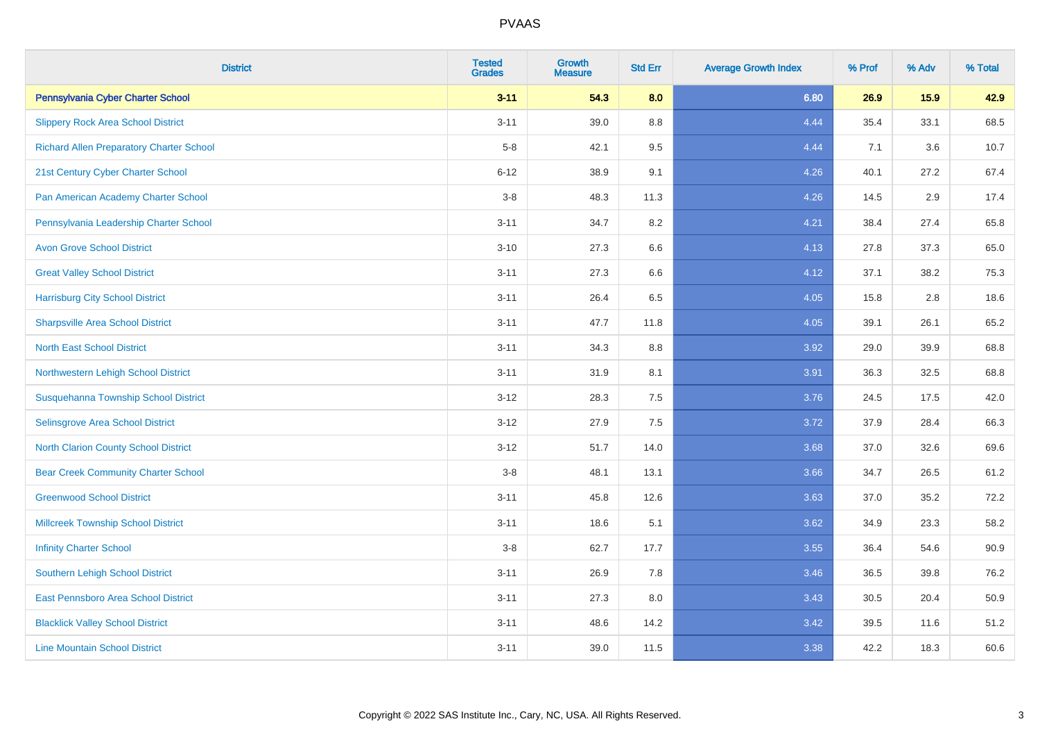| District | Tested Grades | Growth Measure | Std Err | Average Growth Index | % Prof | % Adv | % Total |
|---|---|---|---|---|---|---|---|
| **Pennsylvania Cyber Charter School** | **3-11** | **54.3** | **8.0** | **6.80** | **26.9** | **15.9** | **42.9** |
| Slippery Rock Area School District | 3-11 | 39.0 | 8.8 | 4.44 | 35.4 | 33.1 | 68.5 |
| Richard Allen Preparatory Charter School | 5-8 | 42.1 | 9.5 | 4.44 | 7.1 | 3.6 | 10.7 |
| 21st Century Cyber Charter School | 6-12 | 38.9 | 9.1 | 4.26 | 40.1 | 27.2 | 67.4 |
| Pan American Academy Charter School | 3-8 | 48.3 | 11.3 | 4.26 | 14.5 | 2.9 | 17.4 |
| Pennsylvania Leadership Charter School | 3-11 | 34.7 | 8.2 | 4.21 | 38.4 | 27.4 | 65.8 |
| Avon Grove School District | 3-10 | 27.3 | 6.6 | 4.13 | 27.8 | 37.3 | 65.0 |
| Great Valley School District | 3-11 | 27.3 | 6.6 | 4.12 | 37.1 | 38.2 | 75.3 |
| Harrisburg City School District | 3-11 | 26.4 | 6.5 | 4.05 | 15.8 | 2.8 | 18.6 |
| Sharpsville Area School District | 3-11 | 47.7 | 11.8 | 4.05 | 39.1 | 26.1 | 65.2 |
| North East School District | 3-11 | 34.3 | 8.8 | 3.92 | 29.0 | 39.9 | 68.8 |
| Northwestern Lehigh School District | 3-11 | 31.9 | 8.1 | 3.91 | 36.3 | 32.5 | 68.8 |
| Susquehanna Township School District | 3-12 | 28.3 | 7.5 | 3.76 | 24.5 | 17.5 | 42.0 |
| Selinsgrove Area School District | 3-12 | 27.9 | 7.5 | 3.72 | 37.9 | 28.4 | 66.3 |
| North Clarion County School District | 3-12 | 51.7 | 14.0 | 3.68 | 37.0 | 32.6 | 69.6 |
| Bear Creek Community Charter School | 3-8 | 48.1 | 13.1 | 3.66 | 34.7 | 26.5 | 61.2 |
| Greenwood School District | 3-11 | 45.8 | 12.6 | 3.63 | 37.0 | 35.2 | 72.2 |
| Millcreek Township School District | 3-11 | 18.6 | 5.1 | 3.62 | 34.9 | 23.3 | 58.2 |
| Infinity Charter School | 3-8 | 62.7 | 17.7 | 3.55 | 36.4 | 54.6 | 90.9 |
| Southern Lehigh School District | 3-11 | 26.9 | 7.8 | 3.46 | 36.5 | 39.8 | 76.2 |
| East Pennsboro Area School District | 3-11 | 27.3 | 8.0 | 3.43 | 30.5 | 20.4 | 50.9 |
| Blacklick Valley School District | 3-11 | 48.6 | 14.2 | 3.42 | 39.5 | 11.6 | 51.2 |
| Line Mountain School District | 3-11 | 39.0 | 11.5 | 3.38 | 42.2 | 18.3 | 60.6 |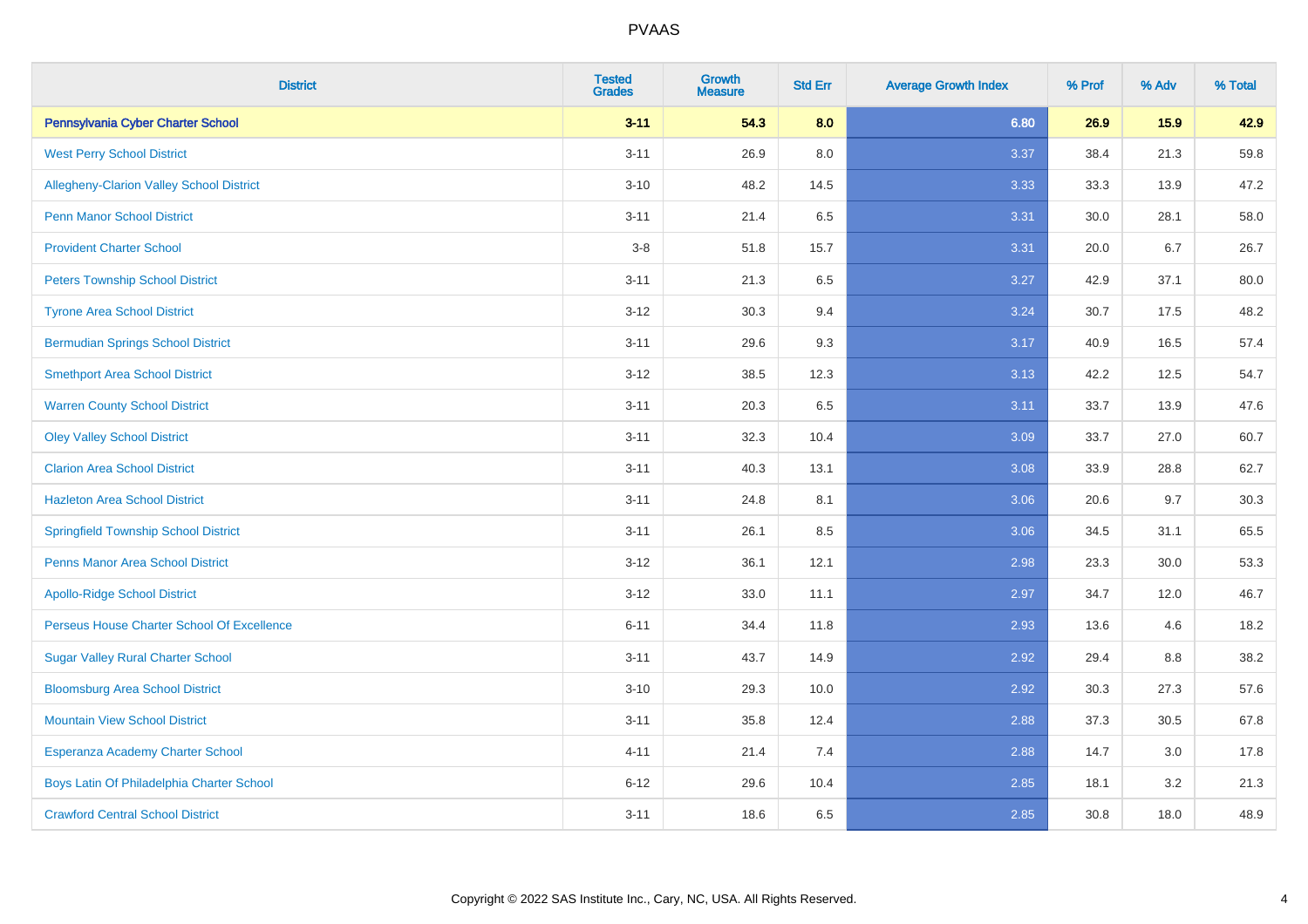# PVAAS

| District | Tested Grades | Growth Measure | Std Err | Average Growth Index | % Prof | % Adv | % Total |
|---|---|---|---|---|---|---|---|
| **Pennsylvania Cyber Charter School** | **3-11** | **54.3** | **8.0** | **6.80** | **26.9** | **15.9** | **42.9** |
| West Perry School District | 3-11 | 26.9 | 8.0 | 3.37 | 38.4 | 21.3 | 59.8 |
| Allegheny-Clarion Valley School District | 3-10 | 48.2 | 14.5 | 3.33 | 33.3 | 13.9 | 47.2 |
| Penn Manor School District | 3-11 | 21.4 | 6.5 | 3.31 | 30.0 | 28.1 | 58.0 |
| Provident Charter School | 3-8 | 51.8 | 15.7 | 3.31 | 20.0 | 6.7 | 26.7 |
| Peters Township School District | 3-11 | 21.3 | 6.5 | 3.27 | 42.9 | 37.1 | 80.0 |
| Tyrone Area School District | 3-12 | 30.3 | 9.4 | 3.24 | 30.7 | 17.5 | 48.2 |
| Bermudian Springs School District | 3-11 | 29.6 | 9.3 | 3.17 | 40.9 | 16.5 | 57.4 |
| Smethport Area School District | 3-12 | 38.5 | 12.3 | 3.13 | 42.2 | 12.5 | 54.7 |
| Warren County School District | 3-11 | 20.3 | 6.5 | 3.11 | 33.7 | 13.9 | 47.6 |
| Oley Valley School District | 3-11 | 32.3 | 10.4 | 3.09 | 33.7 | 27.0 | 60.7 |
| Clarion Area School District | 3-11 | 40.3 | 13.1 | 3.08 | 33.9 | 28.8 | 62.7 |
| Hazleton Area School District | 3-11 | 24.8 | 8.1 | 3.06 | 20.6 | 9.7 | 30.3 |
| Springfield Township School District | 3-11 | 26.1 | 8.5 | 3.06 | 34.5 | 31.1 | 65.5 |
| Penns Manor Area School District | 3-12 | 36.1 | 12.1 | 2.98 | 23.3 | 30.0 | 53.3 |
| Apollo-Ridge School District | 3-12 | 33.0 | 11.1 | 2.97 | 34.7 | 12.0 | 46.7 |
| Perseus House Charter School Of Excellence | 6-11 | 34.4 | 11.8 | 2.93 | 13.6 | 4.6 | 18.2 |
| Sugar Valley Rural Charter School | 3-11 | 43.7 | 14.9 | 2.92 | 29.4 | 8.8 | 38.2 |
| Bloomsburg Area School District | 3-10 | 29.3 | 10.0 | 2.92 | 30.3 | 27.3 | 57.6 |
| Mountain View School District | 3-11 | 35.8 | 12.4 | 2.88 | 37.3 | 30.5 | 67.8 |
| Esperanza Academy Charter School | 4-11 | 21.4 | 7.4 | 2.88 | 14.7 | 3.0 | 17.8 |
| Boys Latin Of Philadelphia Charter School | 6-12 | 29.6 | 10.4 | 2.85 | 18.1 | 3.2 | 21.3 |
| Crawford Central School District | 3-11 | 18.6 | 6.5 | 2.85 | 30.8 | 18.0 | 48.9 |

Copyright © 2022 SAS Institute Inc., Cary, NC, USA. All Rights Reserved.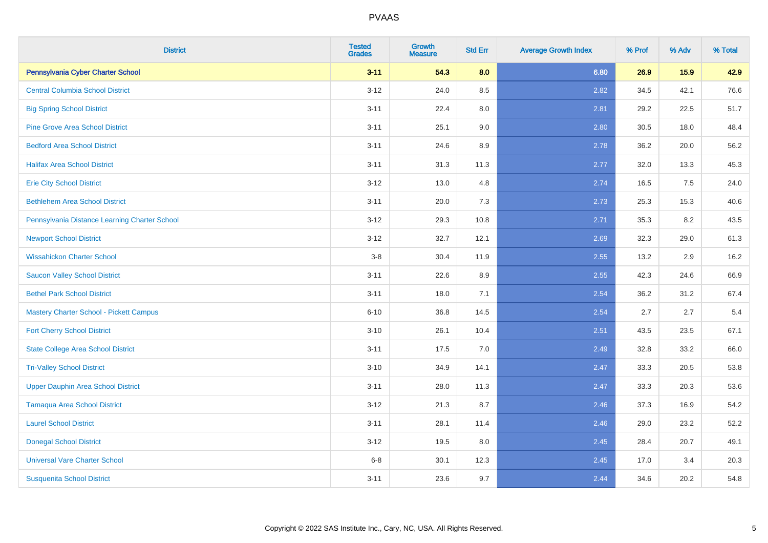| District | Tested Grades | Growth Measure | Std Err | Average Growth Index | % Prof | % Adv | % Total |
|---|---|---|---|---|---|---|---|
| **Pennsylvania Cyber Charter School** | **3-11** | **54.3** | **8.0** | **6.80** | **26.9** | **15.9** | **42.9** |
| Central Columbia School District | 3-12 | 24.0 | 8.5 | 2.82 | 34.5 | 42.1 | 76.6 |
| Big Spring School District | 3-11 | 22.4 | 8.0 | 2.81 | 29.2 | 22.5 | 51.7 |
| Pine Grove Area School District | 3-11 | 25.1 | 9.0 | 2.80 | 30.5 | 18.0 | 48.4 |
| Bedford Area School District | 3-11 | 24.6 | 8.9 | 2.78 | 36.2 | 20.0 | 56.2 |
| Halifax Area School District | 3-11 | 31.3 | 11.3 | 2.77 | 32.0 | 13.3 | 45.3 |
| Erie City School District | 3-12 | 13.0 | 4.8 | 2.74 | 16.5 | 7.5 | 24.0 |
| Bethlehem Area School District | 3-11 | 20.0 | 7.3 | 2.73 | 25.3 | 15.3 | 40.6 |
| Pennsylvania Distance Learning Charter School | 3-12 | 29.3 | 10.8 | 2.71 | 35.3 | 8.2 | 43.5 |
| Newport School District | 3-12 | 32.7 | 12.1 | 2.69 | 32.3 | 29.0 | 61.3 |
| Wissahickon Charter School | 3-8 | 30.4 | 11.9 | 2.55 | 13.2 | 2.9 | 16.2 |
| Saucon Valley School District | 3-11 | 22.6 | 8.9 | 2.55 | 42.3 | 24.6 | 66.9 |
| Bethel Park School District | 3-11 | 18.0 | 7.1 | 2.54 | 36.2 | 31.2 | 67.4 |
| Mastery Charter School - Pickett Campus | 6-10 | 36.8 | 14.5 | 2.54 | 2.7 | 2.7 | 5.4 |
| Fort Cherry School District | 3-10 | 26.1 | 10.4 | 2.51 | 43.5 | 23.5 | 67.1 |
| State College Area School District | 3-11 | 17.5 | 7.0 | 2.49 | 32.8 | 33.2 | 66.0 |
| Tri-Valley School District | 3-10 | 34.9 | 14.1 | 2.47 | 33.3 | 20.5 | 53.8 |
| Upper Dauphin Area School District | 3-11 | 28.0 | 11.3 | 2.47 | 33.3 | 20.3 | 53.6 |
| Tamaqua Area School District | 3-12 | 21.3 | 8.7 | 2.46 | 37.3 | 16.9 | 54.2 |
| Laurel School District | 3-11 | 28.1 | 11.4 | 2.46 | 29.0 | 23.2 | 52.2 |
| Donegal School District | 3-12 | 19.5 | 8.0 | 2.45 | 28.4 | 20.7 | 49.1 |
| Universal Vare Charter School | 6-8 | 30.1 | 12.3 | 2.45 | 17.0 | 3.4 | 20.3 |
| Susquenita School District | 3-11 | 23.6 | 9.7 | 2.44 | 34.6 | 20.2 | 54.8 |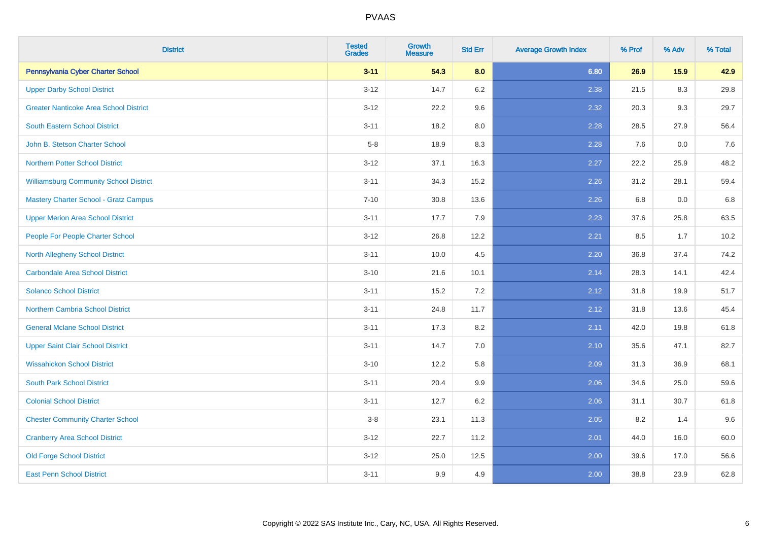# PVAAS

| District | Tested Grades | Growth Measure | Std Err | Average Growth Index | % Prof | % Adv | % Total |
|---|---|---|---|---|---|---|---|
| **Pennsylvania Cyber Charter School** | **3-11** | **54.3** | **8.0** | **6.80** | **26.9** | **15.9** | **42.9** |
| Upper Darby School District | 3-12 | 14.7 | 6.2 | 2.38 | 21.5 | 8.3 | 29.8 |
| Greater Nanticoke Area School District | 3-12 | 22.2 | 9.6 | 2.32 | 20.3 | 9.3 | 29.7 |
| South Eastern School District | 3-11 | 18.2 | 8.0 | 2.28 | 28.5 | 27.9 | 56.4 |
| John B. Stetson Charter School | 5-8 | 18.9 | 8.3 | 2.28 | 7.6 | 0.0 | 7.6 |
| Northern Potter School District | 3-12 | 37.1 | 16.3 | 2.27 | 22.2 | 25.9 | 48.2 |
| Williamsburg Community School District | 3-11 | 34.3 | 15.2 | 2.26 | 31.2 | 28.1 | 59.4 |
| Mastery Charter School - Gratz Campus | 7-10 | 30.8 | 13.6 | 2.26 | 6.8 | 0.0 | 6.8 |
| Upper Merion Area School District | 3-11 | 17.7 | 7.9 | 2.23 | 37.6 | 25.8 | 63.5 |
| People For People Charter School | 3-12 | 26.8 | 12.2 | 2.21 | 8.5 | 1.7 | 10.2 |
| North Allegheny School District | 3-11 | 10.0 | 4.5 | 2.20 | 36.8 | 37.4 | 74.2 |
| Carbondale Area School District | 3-10 | 21.6 | 10.1 | 2.14 | 28.3 | 14.1 | 42.4 |
| Solanco School District | 3-11 | 15.2 | 7.2 | 2.12 | 31.8 | 19.9 | 51.7 |
| Northern Cambria School District | 3-11 | 24.8 | 11.7 | 2.12 | 31.8 | 13.6 | 45.4 |
| General Mclane School District | 3-11 | 17.3 | 8.2 | 2.11 | 42.0 | 19.8 | 61.8 |
| Upper Saint Clair School District | 3-11 | 14.7 | 7.0 | 2.10 | 35.6 | 47.1 | 82.7 |
| Wissahickon School District | 3-10 | 12.2 | 5.8 | 2.09 | 31.3 | 36.9 | 68.1 |
| South Park School District | 3-11 | 20.4 | 9.9 | 2.06 | 34.6 | 25.0 | 59.6 |
| Colonial School District | 3-11 | 12.7 | 6.2 | 2.06 | 31.1 | 30.7 | 61.8 |
| Chester Community Charter School | 3-8 | 23.1 | 11.3 | 2.05 | 8.2 | 1.4 | 9.6 |
| Cranberry Area School District | 3-12 | 22.7 | 11.2 | 2.01 | 44.0 | 16.0 | 60.0 |
| Old Forge School District | 3-12 | 25.0 | 12.5 | 2.00 | 39.6 | 17.0 | 56.6 |
| East Penn School District | 3-11 | 9.9 | 4.9 | 2.00 | 38.8 | 23.9 | 62.8 |

Copyright © 2022 SAS Institute Inc., Cary, NC, USA. All Rights Reserved.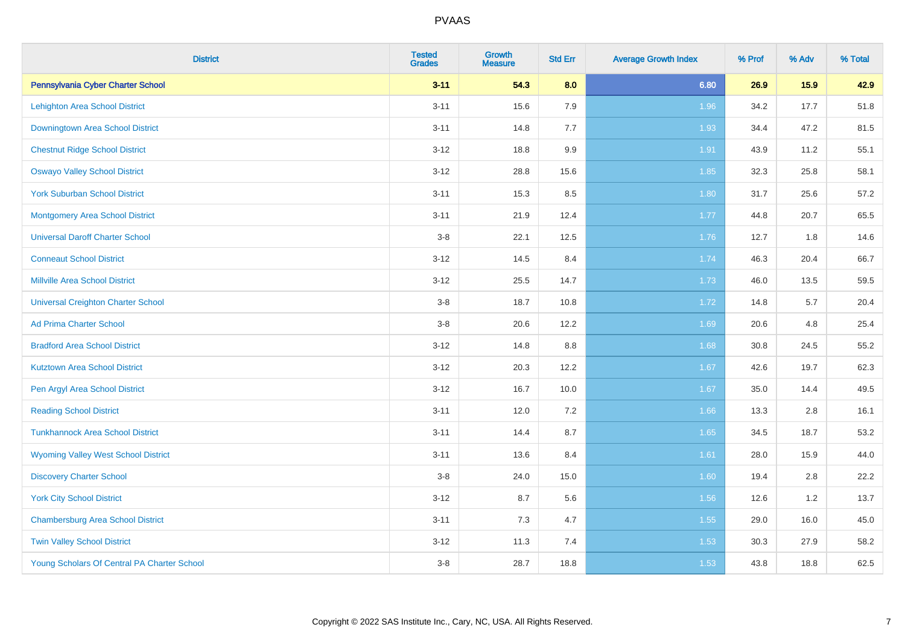# PVAAS

| District | Tested Grades | Growth Measure | Std Err | Average Growth Index | % Prof | % Adv | % Total |
|---|---|---|---|---|---|---|---|
| **Pennsylvania Cyber Charter School** | **3-11** | **54.3** | **8.0** | **6.80** | **26.9** | **15.9** | **42.9** |
| Lehighton Area School District | 3-11 | 15.6 | 7.9 | 1.96 | 34.2 | 17.7 | 51.8 |
| Downingtown Area School District | 3-11 | 14.8 | 7.7 | 1.93 | 34.4 | 47.2 | 81.5 |
| Chestnut Ridge School District | 3-12 | 18.8 | 9.9 | 1.91 | 43.9 | 11.2 | 55.1 |
| Oswayo Valley School District | 3-12 | 28.8 | 15.6 | 1.85 | 32.3 | 25.8 | 58.1 |
| York Suburban School District | 3-11 | 15.3 | 8.5 | 1.80 | 31.7 | 25.6 | 57.2 |
| Montgomery Area School District | 3-11 | 21.9 | 12.4 | 1.77 | 44.8 | 20.7 | 65.5 |
| Universal Daroff Charter School | 3-8 | 22.1 | 12.5 | 1.76 | 12.7 | 1.8 | 14.6 |
| Conneaut School District | 3-12 | 14.5 | 8.4 | 1.74 | 46.3 | 20.4 | 66.7 |
| Millville Area School District | 3-12 | 25.5 | 14.7 | 1.73 | 46.0 | 13.5 | 59.5 |
| Universal Creighton Charter School | 3-8 | 18.7 | 10.8 | 1.72 | 14.8 | 5.7 | 20.4 |
| Ad Prima Charter School | 3-8 | 20.6 | 12.2 | 1.69 | 20.6 | 4.8 | 25.4 |
| Bradford Area School District | 3-12 | 14.8 | 8.8 | 1.68 | 30.8 | 24.5 | 55.2 |
| Kutztown Area School District | 3-12 | 20.3 | 12.2 | 1.67 | 42.6 | 19.7 | 62.3 |
| Pen Argyl Area School District | 3-12 | 16.7 | 10.0 | 1.67 | 35.0 | 14.4 | 49.5 |
| Reading School District | 3-11 | 12.0 | 7.2 | 1.66 | 13.3 | 2.8 | 16.1 |
| Tunkhannock Area School District | 3-11 | 14.4 | 8.7 | 1.65 | 34.5 | 18.7 | 53.2 |
| Wyoming Valley West School District | 3-11 | 13.6 | 8.4 | 1.61 | 28.0 | 15.9 | 44.0 |
| Discovery Charter School | 3-8 | 24.0 | 15.0 | 1.60 | 19.4 | 2.8 | 22.2 |
| York City School District | 3-12 | 8.7 | 5.6 | 1.56 | 12.6 | 1.2 | 13.7 |
| Chambersburg Area School District | 3-11 | 7.3 | 4.7 | 1.55 | 29.0 | 16.0 | 45.0 |
| Twin Valley School District | 3-12 | 11.3 | 7.4 | 1.53 | 30.3 | 27.9 | 58.2 |
| Young Scholars Of Central PA Charter School | 3-8 | 28.7 | 18.8 | 1.53 | 43.8 | 18.8 | 62.5 |

Copyright © 2022 SAS Institute Inc., Cary, NC, USA. All Rights Reserved.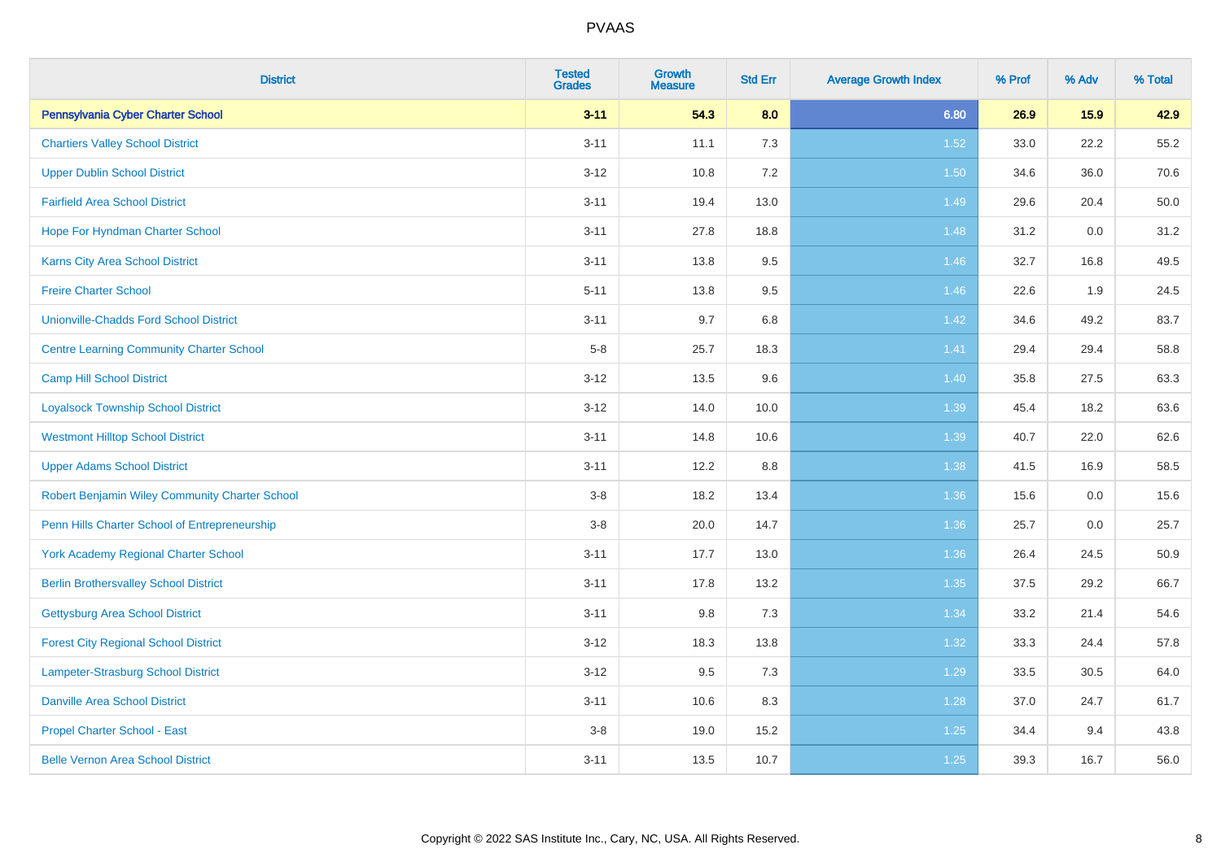| District | Tested Grades | Growth Measure | Std Err | Average Growth Index | % Prof | % Adv | % Total |
|---|---|---|---|---|---|---|---|
| **Pennsylvania Cyber Charter School** | **3-11** | **54.3** | **8.0** | **6.80** | **26.9** | **15.9** | **42.9** |
| Chartiers Valley School District | 3-11 | 11.1 | 7.3 | 1.52 | 33.0 | 22.2 | 55.2 |
| Upper Dublin School District | 3-12 | 10.8 | 7.2 | 1.50 | 34.6 | 36.0 | 70.6 |
| Fairfield Area School District | 3-11 | 19.4 | 13.0 | 1.49 | 29.6 | 20.4 | 50.0 |
| Hope For Hyndman Charter School | 3-11 | 27.8 | 18.8 | 1.48 | 31.2 | 0.0 | 31.2 |
| Karns City Area School District | 3-11 | 13.8 | 9.5 | 1.46 | 32.7 | 16.8 | 49.5 |
| Freire Charter School | 5-11 | 13.8 | 9.5 | 1.46 | 22.6 | 1.9 | 24.5 |
| Unionville-Chadds Ford School District | 3-11 | 9.7 | 6.8 | 1.42 | 34.6 | 49.2 | 83.7 |
| Centre Learning Community Charter School | 5-8 | 25.7 | 18.3 | 1.41 | 29.4 | 29.4 | 58.8 |
| Camp Hill School District | 3-12 | 13.5 | 9.6 | 1.40 | 35.8 | 27.5 | 63.3 |
| Loyalsock Township School District | 3-12 | 14.0 | 10.0 | 1.39 | 45.4 | 18.2 | 63.6 |
| Westmont Hilltop School District | 3-11 | 14.8 | 10.6 | 1.39 | 40.7 | 22.0 | 62.6 |
| Upper Adams School District | 3-11 | 12.2 | 8.8 | 1.38 | 41.5 | 16.9 | 58.5 |
| Robert Benjamin Wiley Community Charter School | 3-8 | 18.2 | 13.4 | 1.36 | 15.6 | 0.0 | 15.6 |
| Penn Hills Charter School of Entrepreneurship | 3-8 | 20.0 | 14.7 | 1.36 | 25.7 | 0.0 | 25.7 |
| York Academy Regional Charter School | 3-11 | 17.7 | 13.0 | 1.36 | 26.4 | 24.5 | 50.9 |
| Berlin Brothersvalley School District | 3-11 | 17.8 | 13.2 | 1.35 | 37.5 | 29.2 | 66.7 |
| Gettysburg Area School District | 3-11 | 9.8 | 7.3 | 1.34 | 33.2 | 21.4 | 54.6 |
| Forest City Regional School District | 3-12 | 18.3 | 13.8 | 1.32 | 33.3 | 24.4 | 57.8 |
| Lampeter-Strasburg School District | 3-12 | 9.5 | 7.3 | 1.29 | 33.5 | 30.5 | 64.0 |
| Danville Area School District | 3-11 | 10.6 | 8.3 | 1.28 | 37.0 | 24.7 | 61.7 |
| Propel Charter School - East | 3-8 | 19.0 | 15.2 | 1.25 | 34.4 | 9.4 | 43.8 |
| Belle Vernon Area School District | 3-11 | 13.5 | 10.7 | 1.25 | 39.3 | 16.7 | 56.0 |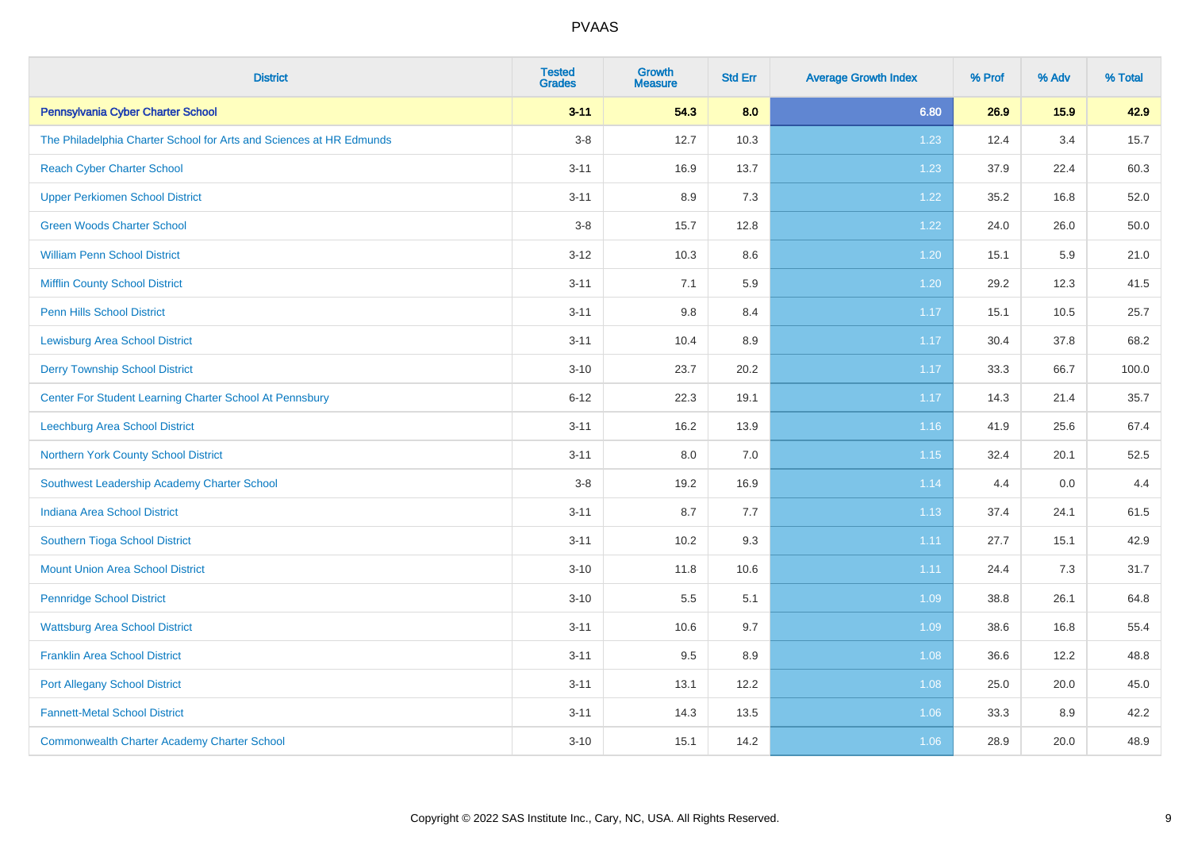# PVAAS

| District | Tested Grades | Growth Measure | Std Err | Average Growth Index | % Prof | % Adv | % Total |
|---|---|---|---|---|---|---|---|
| **Pennsylvania Cyber Charter School** | **3-11** | **54.3** | **8.0** | **6.80** | **26.9** | **15.9** | **42.9** |
| The Philadelphia Charter School for Arts and Sciences at HR Edmunds | 3-8 | 12.7 | 10.3 | 1.23 | 12.4 | 3.4 | 15.7 |
| Reach Cyber Charter School | 3-11 | 16.9 | 13.7 | 1.23 | 37.9 | 22.4 | 60.3 |
| Upper Perkiomen School District | 3-11 | 8.9 | 7.3 | 1.22 | 35.2 | 16.8 | 52.0 |
| Green Woods Charter School | 3-8 | 15.7 | 12.8 | 1.22 | 24.0 | 26.0 | 50.0 |
| William Penn School District | 3-12 | 10.3 | 8.6 | 1.20 | 15.1 | 5.9 | 21.0 |
| Mifflin County School District | 3-11 | 7.1 | 5.9 | 1.20 | 29.2 | 12.3 | 41.5 |
| Penn Hills School District | 3-11 | 9.8 | 8.4 | 1.17 | 15.1 | 10.5 | 25.7 |
| Lewisburg Area School District | 3-11 | 10.4 | 8.9 | 1.17 | 30.4 | 37.8 | 68.2 |
| Derry Township School District | 3-10 | 23.7 | 20.2 | 1.17 | 33.3 | 66.7 | 100.0 |
| Center For Student Learning Charter School At Pennsbury | 6-12 | 22.3 | 19.1 | 1.17 | 14.3 | 21.4 | 35.7 |
| Leechburg Area School District | 3-11 | 16.2 | 13.9 | 1.16 | 41.9 | 25.6 | 67.4 |
| Northern York County School District | 3-11 | 8.0 | 7.0 | 1.15 | 32.4 | 20.1 | 52.5 |
| Southwest Leadership Academy Charter School | 3-8 | 19.2 | 16.9 | 1.14 | 4.4 | 0.0 | 4.4 |
| Indiana Area School District | 3-11 | 8.7 | 7.7 | 1.13 | 37.4 | 24.1 | 61.5 |
| Southern Tioga School District | 3-11 | 10.2 | 9.3 | 1.11 | 27.7 | 15.1 | 42.9 |
| Mount Union Area School District | 3-10 | 11.8 | 10.6 | 1.11 | 24.4 | 7.3 | 31.7 |
| Pennridge School District | 3-10 | 5.5 | 5.1 | 1.09 | 38.8 | 26.1 | 64.8 |
| Wattsburg Area School District | 3-11 | 10.6 | 9.7 | 1.09 | 38.6 | 16.8 | 55.4 |
| Franklin Area School District | 3-11 | 9.5 | 8.9 | 1.08 | 36.6 | 12.2 | 48.8 |
| Port Allegany School District | 3-11 | 13.1 | 12.2 | 1.08 | 25.0 | 20.0 | 45.0 |
| Fannett-Metal School District | 3-11 | 14.3 | 13.5 | 1.06 | 33.3 | 8.9 | 42.2 |
| Commonwealth Charter Academy Charter School | 3-10 | 15.1 | 14.2 | 1.06 | 28.9 | 20.0 | 48.9 |

Copyright © 2022 SAS Institute Inc., Cary, NC, USA. All Rights Reserved.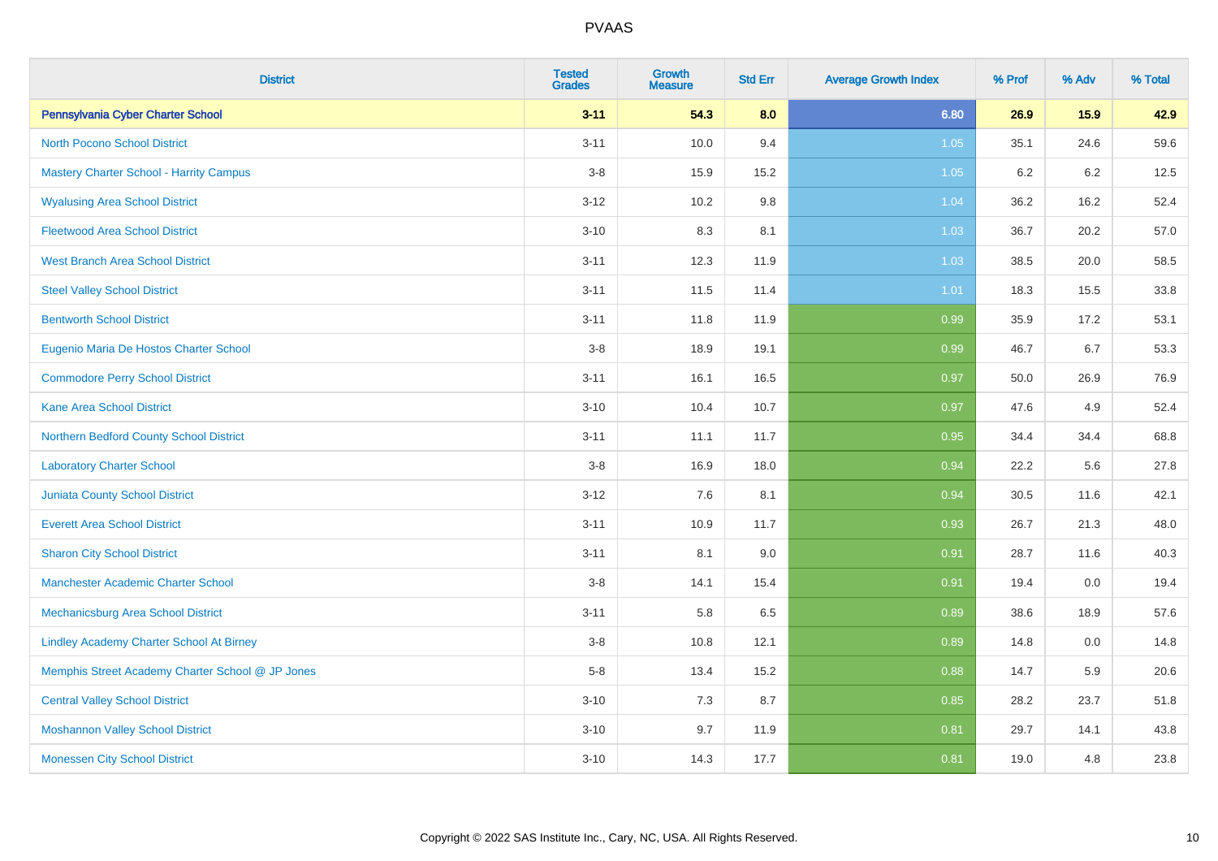## PVAAS

| District | Tested Grades | Growth Measure | Std Err | Average Growth Index | % Prof | % Adv | % Total |
|---|---|---|---|---|---|---|---|
| **Pennsylvania Cyber Charter School** | **3-11** | **54.3** | **8.0** | **6.80** | **26.9** | **15.9** | **42.9** |
| North Pocono School District | 3-11 | 10.0 | 9.4 | 1.05 | 35.1 | 24.6 | 59.6 |
| Mastery Charter School - Harrity Campus | 3-8 | 15.9 | 15.2 | 1.05 | 6.2 | 6.2 | 12.5 |
| Wyalusing Area School District | 3-12 | 10.2 | 9.8 | 1.04 | 36.2 | 16.2 | 52.4 |
| Fleetwood Area School District | 3-10 | 8.3 | 8.1 | 1.03 | 36.7 | 20.2 | 57.0 |
| West Branch Area School District | 3-11 | 12.3 | 11.9 | 1.03 | 38.5 | 20.0 | 58.5 |
| Steel Valley School District | 3-11 | 11.5 | 11.4 | 1.01 | 18.3 | 15.5 | 33.8 |
| Bentworth School District | 3-11 | 11.8 | 11.9 | 0.99 | 35.9 | 17.2 | 53.1 |
| Eugenio Maria De Hostos Charter School | 3-8 | 18.9 | 19.1 | 0.99 | 46.7 | 6.7 | 53.3 |
| Commodore Perry School District | 3-11 | 16.1 | 16.5 | 0.97 | 50.0 | 26.9 | 76.9 |
| Kane Area School District | 3-10 | 10.4 | 10.7 | 0.97 | 47.6 | 4.9 | 52.4 |
| Northern Bedford County School District | 3-11 | 11.1 | 11.7 | 0.95 | 34.4 | 34.4 | 68.8 |
| Laboratory Charter School | 3-8 | 16.9 | 18.0 | 0.94 | 22.2 | 5.6 | 27.8 |
| Juniata County School District | 3-12 | 7.6 | 8.1 | 0.94 | 30.5 | 11.6 | 42.1 |
| Everett Area School District | 3-11 | 10.9 | 11.7 | 0.93 | 26.7 | 21.3 | 48.0 |
| Sharon City School District | 3-11 | 8.1 | 9.0 | 0.91 | 28.7 | 11.6 | 40.3 |
| Manchester Academic Charter School | 3-8 | 14.1 | 15.4 | 0.91 | 19.4 | 0.0 | 19.4 |
| Mechanicsburg Area School District | 3-11 | 5.8 | 6.5 | 0.89 | 38.6 | 18.9 | 57.6 |
| Lindley Academy Charter School At Birney | 3-8 | 10.8 | 12.1 | 0.89 | 14.8 | 0.0 | 14.8 |
| Memphis Street Academy Charter School @ JP Jones | 5-8 | 13.4 | 15.2 | 0.88 | 14.7 | 5.9 | 20.6 |
| Central Valley School District | 3-10 | 7.3 | 8.7 | 0.85 | 28.2 | 23.7 | 51.8 |
| Moshannon Valley School District | 3-10 | 9.7 | 11.9 | 0.81 | 29.7 | 14.1 | 43.8 |
| Monessen City School District | 3-10 | 14.3 | 17.7 | 0.81 | 19.0 | 4.8 | 23.8 |

Copyright © 2022 SAS Institute Inc., Cary, NC, USA. All Rights Reserved.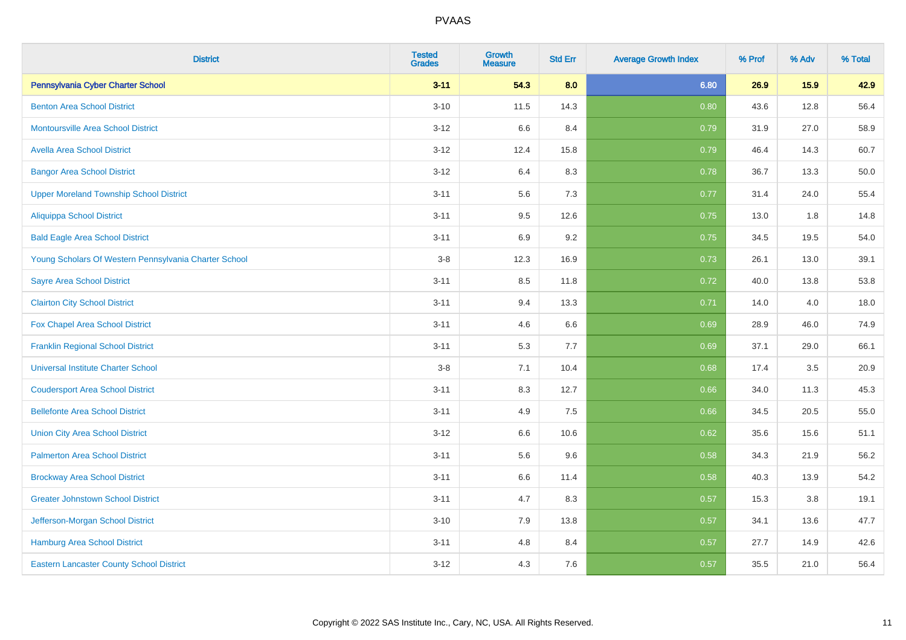# PVAAS

| District | Tested Grades | Growth Measure | Std Err | Average Growth Index | % Prof | % Adv | % Total |
|---|---|---|---|---|---|---|---|
| **Pennsylvania Cyber Charter School** | **3-11** | **54.3** | **8.0** | **6.80** | **26.9** | **15.9** | **42.9** |
| Benton Area School District | 3-10 | 11.5 | 14.3 | 0.80 | 43.6 | 12.8 | 56.4 |
| Montoursville Area School District | 3-12 | 6.6 | 8.4 | 0.79 | 31.9 | 27.0 | 58.9 |
| Avella Area School District | 3-12 | 12.4 | 15.8 | 0.79 | 46.4 | 14.3 | 60.7 |
| Bangor Area School District | 3-12 | 6.4 | 8.3 | 0.78 | 36.7 | 13.3 | 50.0 |
| Upper Moreland Township School District | 3-11 | 5.6 | 7.3 | 0.77 | 31.4 | 24.0 | 55.4 |
| Aliquippa School District | 3-11 | 9.5 | 12.6 | 0.75 | 13.0 | 1.8 | 14.8 |
| Bald Eagle Area School District | 3-11 | 6.9 | 9.2 | 0.75 | 34.5 | 19.5 | 54.0 |
| Young Scholars Of Western Pennsylvania Charter School | 3-8 | 12.3 | 16.9 | 0.73 | 26.1 | 13.0 | 39.1 |
| Sayre Area School District | 3-11 | 8.5 | 11.8 | 0.72 | 40.0 | 13.8 | 53.8 |
| Clairton City School District | 3-11 | 9.4 | 13.3 | 0.71 | 14.0 | 4.0 | 18.0 |
| Fox Chapel Area School District | 3-11 | 4.6 | 6.6 | 0.69 | 28.9 | 46.0 | 74.9 |
| Franklin Regional School District | 3-11 | 5.3 | 7.7 | 0.69 | 37.1 | 29.0 | 66.1 |
| Universal Institute Charter School | 3-8 | 7.1 | 10.4 | 0.68 | 17.4 | 3.5 | 20.9 |
| Coudersport Area School District | 3-11 | 8.3 | 12.7 | 0.66 | 34.0 | 11.3 | 45.3 |
| Bellefonte Area School District | 3-11 | 4.9 | 7.5 | 0.66 | 34.5 | 20.5 | 55.0 |
| Union City Area School District | 3-12 | 6.6 | 10.6 | 0.62 | 35.6 | 15.6 | 51.1 |
| Palmerton Area School District | 3-11 | 5.6 | 9.6 | 0.58 | 34.3 | 21.9 | 56.2 |
| Brockway Area School District | 3-11 | 6.6 | 11.4 | 0.58 | 40.3 | 13.9 | 54.2 |
| Greater Johnstown School District | 3-11 | 4.7 | 8.3 | 0.57 | 15.3 | 3.8 | 19.1 |
| Jefferson-Morgan School District | 3-10 | 7.9 | 13.8 | 0.57 | 34.1 | 13.6 | 47.7 |
| Hamburg Area School District | 3-11 | 4.8 | 8.4 | 0.57 | 27.7 | 14.9 | 42.6 |
| Eastern Lancaster County School District | 3-12 | 4.3 | 7.6 | 0.57 | 35.5 | 21.0 | 56.4 |

Copyright © 2022 SAS Institute Inc., Cary, NC, USA. All Rights Reserved.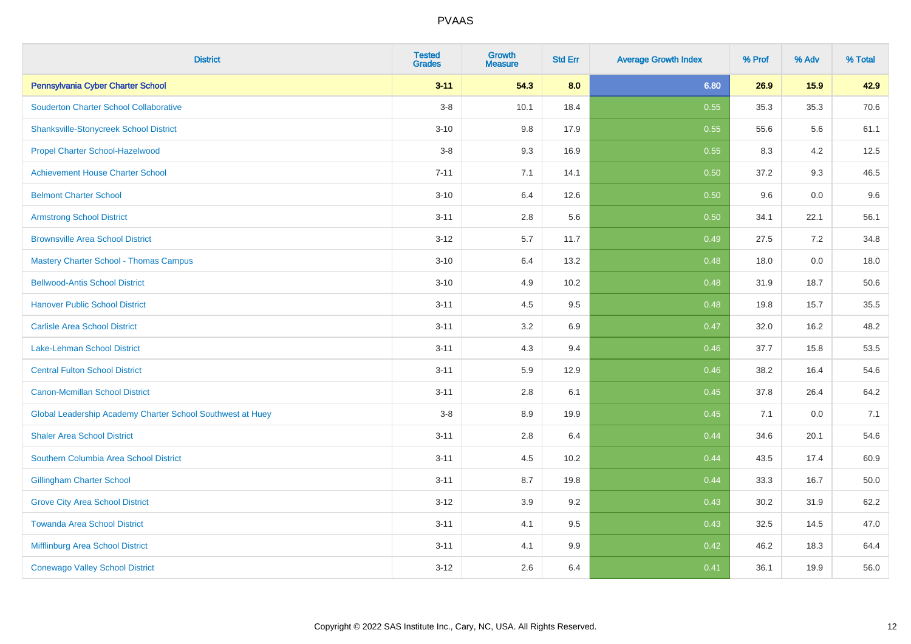# PVAAS

| District | Tested Grades | Growth Measure | Std Err | Average Growth Index | % Prof | % Adv | % Total |
|---|---|---|---|---|---|---|---|
| **Pennsylvania Cyber Charter School** | **3-11** | **54.3** | **8.0** | **6.80** | **26.9** | **15.9** | **42.9** |
| Souderton Charter School Collaborative | 3-8 | 10.1 | 18.4 | 0.55 | 35.3 | 35.3 | 70.6 |
| Shanksville-Stonycreek School District | 3-10 | 9.8 | 17.9 | 0.55 | 55.6 | 5.6 | 61.1 |
| Propel Charter School-Hazelwood | 3-8 | 9.3 | 16.9 | 0.55 | 8.3 | 4.2 | 12.5 |
| Achievement House Charter School | 7-11 | 7.1 | 14.1 | 0.50 | 37.2 | 9.3 | 46.5 |
| Belmont Charter School | 3-10 | 6.4 | 12.6 | 0.50 | 9.6 | 0.0 | 9.6 |
| Armstrong School District | 3-11 | 2.8 | 5.6 | 0.50 | 34.1 | 22.1 | 56.1 |
| Brownsville Area School District | 3-12 | 5.7 | 11.7 | 0.49 | 27.5 | 7.2 | 34.8 |
| Mastery Charter School - Thomas Campus | 3-10 | 6.4 | 13.2 | 0.48 | 18.0 | 0.0 | 18.0 |
| Bellwood-Antis School District | 3-10 | 4.9 | 10.2 | 0.48 | 31.9 | 18.7 | 50.6 |
| Hanover Public School District | 3-11 | 4.5 | 9.5 | 0.48 | 19.8 | 15.7 | 35.5 |
| Carlisle Area School District | 3-11 | 3.2 | 6.9 | 0.47 | 32.0 | 16.2 | 48.2 |
| Lake-Lehman School District | 3-11 | 4.3 | 9.4 | 0.46 | 37.7 | 15.8 | 53.5 |
| Central Fulton School District | 3-11 | 5.9 | 12.9 | 0.46 | 38.2 | 16.4 | 54.6 |
| Canon-Mcmillan School District | 3-11 | 2.8 | 6.1 | 0.45 | 37.8 | 26.4 | 64.2 |
| Global Leadership Academy Charter School Southwest at Huey | 3-8 | 8.9 | 19.9 | 0.45 | 7.1 | 0.0 | 7.1 |
| Shaler Area School District | 3-11 | 2.8 | 6.4 | 0.44 | 34.6 | 20.1 | 54.6 |
| Southern Columbia Area School District | 3-11 | 4.5 | 10.2 | 0.44 | 43.5 | 17.4 | 60.9 |
| Gillingham Charter School | 3-11 | 8.7 | 19.8 | 0.44 | 33.3 | 16.7 | 50.0 |
| Grove City Area School District | 3-12 | 3.9 | 9.2 | 0.43 | 30.2 | 31.9 | 62.2 |
| Towanda Area School District | 3-11 | 4.1 | 9.5 | 0.43 | 32.5 | 14.5 | 47.0 |
| Mifflinburg Area School District | 3-11 | 4.1 | 9.9 | 0.42 | 46.2 | 18.3 | 64.4 |
| Conewago Valley School District | 3-12 | 2.6 | 6.4 | 0.41 | 36.1 | 19.9 | 56.0 |

Copyright © 2022 SAS Institute Inc., Cary, NC, USA. All Rights Reserved.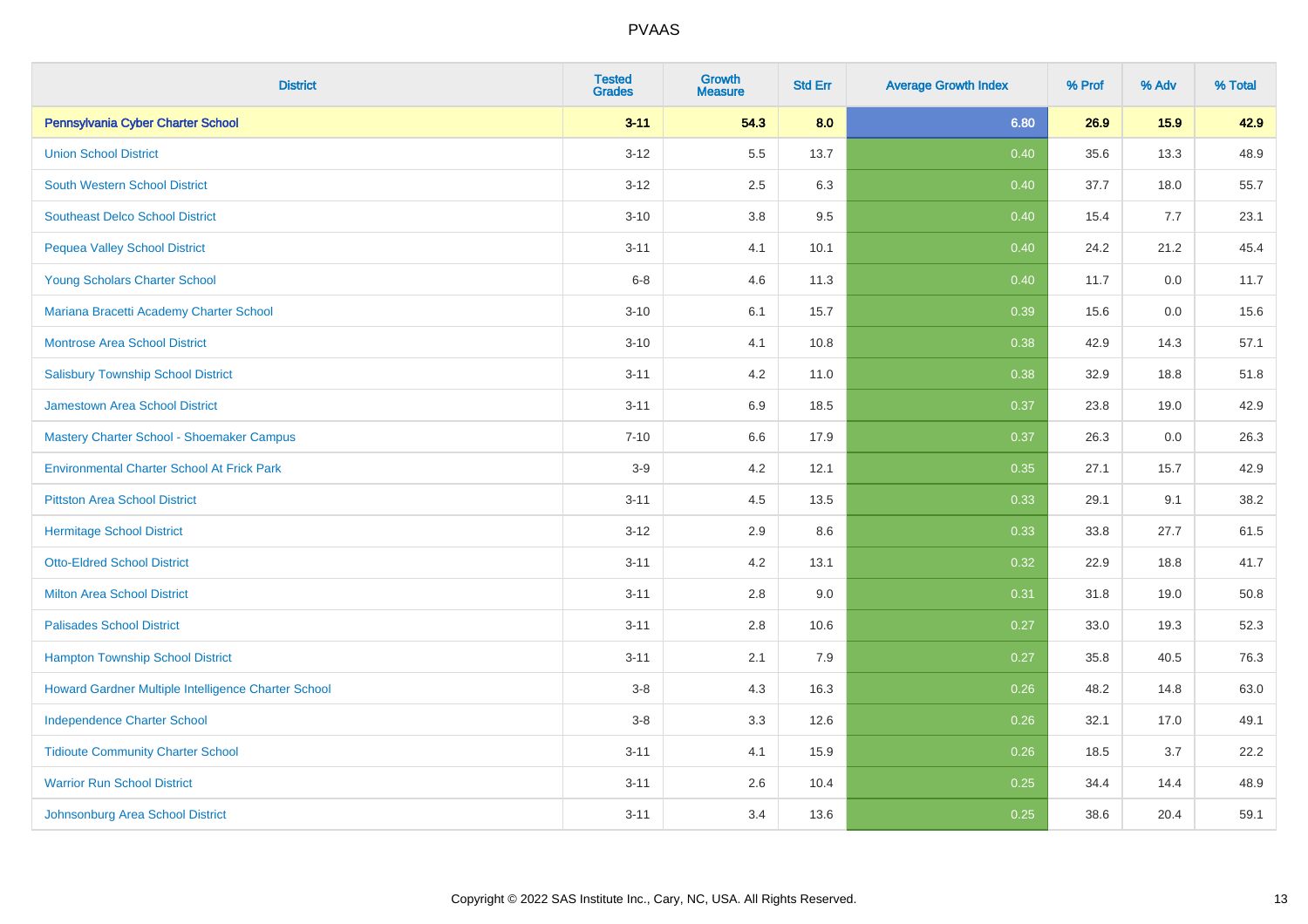| District | Tested Grades | Growth Measure | Std Err | Average Growth Index | % Prof | % Adv | % Total |
|---|---|---|---|---|---|---|---|
| **Pennsylvania Cyber Charter School** | **3-11** | **54.3** | **8.0** | **6.80** | **26.9** | **15.9** | **42.9** |
| Union School District | 3-12 | 5.5 | 13.7 | 0.40 | 35.6 | 13.3 | 48.9 |
| South Western School District | 3-12 | 2.5 | 6.3 | 0.40 | 37.7 | 18.0 | 55.7 |
| Southeast Delco School District | 3-10 | 3.8 | 9.5 | 0.40 | 15.4 | 7.7 | 23.1 |
| Pequea Valley School District | 3-11 | 4.1 | 10.1 | 0.40 | 24.2 | 21.2 | 45.4 |
| Young Scholars Charter School | 6-8 | 4.6 | 11.3 | 0.40 | 11.7 | 0.0 | 11.7 |
| Mariana Bracetti Academy Charter School | 3-10 | 6.1 | 15.7 | 0.39 | 15.6 | 0.0 | 15.6 |
| Montrose Area School District | 3-10 | 4.1 | 10.8 | 0.38 | 42.9 | 14.3 | 57.1 |
| Salisbury Township School District | 3-11 | 4.2 | 11.0 | 0.38 | 32.9 | 18.8 | 51.8 |
| Jamestown Area School District | 3-11 | 6.9 | 18.5 | 0.37 | 23.8 | 19.0 | 42.9 |
| Mastery Charter School - Shoemaker Campus | 7-10 | 6.6 | 17.9 | 0.37 | 26.3 | 0.0 | 26.3 |
| Environmental Charter School At Frick Park | 3-9 | 4.2 | 12.1 | 0.35 | 27.1 | 15.7 | 42.9 |
| Pittston Area School District | 3-11 | 4.5 | 13.5 | 0.33 | 29.1 | 9.1 | 38.2 |
| Hermitage School District | 3-12 | 2.9 | 8.6 | 0.33 | 33.8 | 27.7 | 61.5 |
| Otto-Eldred School District | 3-11 | 4.2 | 13.1 | 0.32 | 22.9 | 18.8 | 41.7 |
| Milton Area School District | 3-11 | 2.8 | 9.0 | 0.31 | 31.8 | 19.0 | 50.8 |
| Palisades School District | 3-11 | 2.8 | 10.6 | 0.27 | 33.0 | 19.3 | 52.3 |
| Hampton Township School District | 3-11 | 2.1 | 7.9 | 0.27 | 35.8 | 40.5 | 76.3 |
| Howard Gardner Multiple Intelligence Charter School | 3-8 | 4.3 | 16.3 | 0.26 | 48.2 | 14.8 | 63.0 |
| Independence Charter School | 3-8 | 3.3 | 12.6 | 0.26 | 32.1 | 17.0 | 49.1 |
| Tidioute Community Charter School | 3-11 | 4.1 | 15.9 | 0.26 | 18.5 | 3.7 | 22.2 |
| Warrior Run School District | 3-11 | 2.6 | 10.4 | 0.25 | 34.4 | 14.4 | 48.9 |
| Johnsonburg Area School District | 3-11 | 3.4 | 13.6 | 0.25 | 38.6 | 20.4 | 59.1 |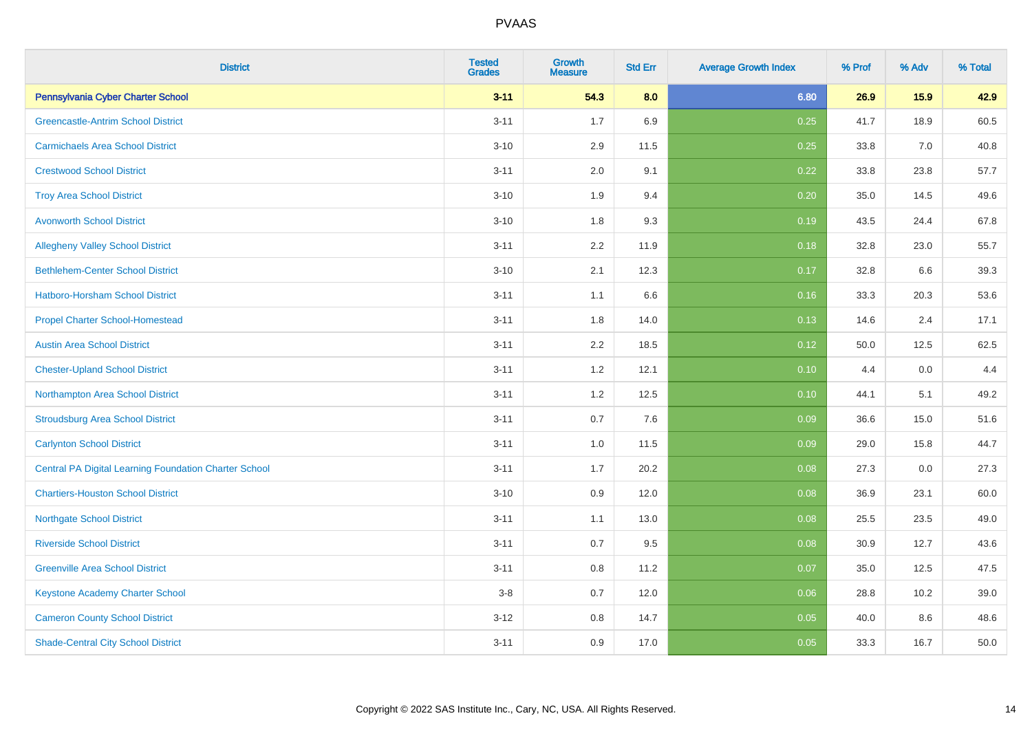# PVAAS

| District | Tested Grades | Growth Measure | Std Err | Average Growth Index | % Prof | % Adv | % Total |
|---|---|---|---|---|---|---|---|
| **Pennsylvania Cyber Charter School** | **3-11** | **54.3** | **8.0** | **6.80** | **26.9** | **15.9** | **42.9** |
| Greencastle-Antrim School District | 3-11 | 1.7 | 6.9 | 0.25 | 41.7 | 18.9 | 60.5 |
| Carmichaels Area School District | 3-10 | 2.9 | 11.5 | 0.25 | 33.8 | 7.0 | 40.8 |
| Crestwood School District | 3-11 | 2.0 | 9.1 | 0.22 | 33.8 | 23.8 | 57.7 |
| Troy Area School District | 3-10 | 1.9 | 9.4 | 0.20 | 35.0 | 14.5 | 49.6 |
| Avonworth School District | 3-10 | 1.8 | 9.3 | 0.19 | 43.5 | 24.4 | 67.8 |
| Allegheny Valley School District | 3-11 | 2.2 | 11.9 | 0.18 | 32.8 | 23.0 | 55.7 |
| Bethlehem-Center School District | 3-10 | 2.1 | 12.3 | 0.17 | 32.8 | 6.6 | 39.3 |
| Hatboro-Horsham School District | 3-11 | 1.1 | 6.6 | 0.16 | 33.3 | 20.3 | 53.6 |
| Propel Charter School-Homestead | 3-11 | 1.8 | 14.0 | 0.13 | 14.6 | 2.4 | 17.1 |
| Austin Area School District | 3-11 | 2.2 | 18.5 | 0.12 | 50.0 | 12.5 | 62.5 |
| Chester-Upland School District | 3-11 | 1.2 | 12.1 | 0.10 | 4.4 | 0.0 | 4.4 |
| Northampton Area School District | 3-11 | 1.2 | 12.5 | 0.10 | 44.1 | 5.1 | 49.2 |
| Stroudsburg Area School District | 3-11 | 0.7 | 7.6 | 0.09 | 36.6 | 15.0 | 51.6 |
| Carlynton School District | 3-11 | 1.0 | 11.5 | 0.09 | 29.0 | 15.8 | 44.7 |
| Central PA Digital Learning Foundation Charter School | 3-11 | 1.7 | 20.2 | 0.08 | 27.3 | 0.0 | 27.3 |
| Chartiers-Houston School District | 3-10 | 0.9 | 12.0 | 0.08 | 36.9 | 23.1 | 60.0 |
| Northgate School District | 3-11 | 1.1 | 13.0 | 0.08 | 25.5 | 23.5 | 49.0 |
| Riverside School District | 3-11 | 0.7 | 9.5 | 0.08 | 30.9 | 12.7 | 43.6 |
| Greenville Area School District | 3-11 | 0.8 | 11.2 | 0.07 | 35.0 | 12.5 | 47.5 |
| Keystone Academy Charter School | 3-8 | 0.7 | 12.0 | 0.06 | 28.8 | 10.2 | 39.0 |
| Cameron County School District | 3-12 | 0.8 | 14.7 | 0.05 | 40.0 | 8.6 | 48.6 |
| Shade-Central City School District | 3-11 | 0.9 | 17.0 | 0.05 | 33.3 | 16.7 | 50.0 |

Copyright © 2022 SAS Institute Inc., Cary, NC, USA. All Rights Reserved.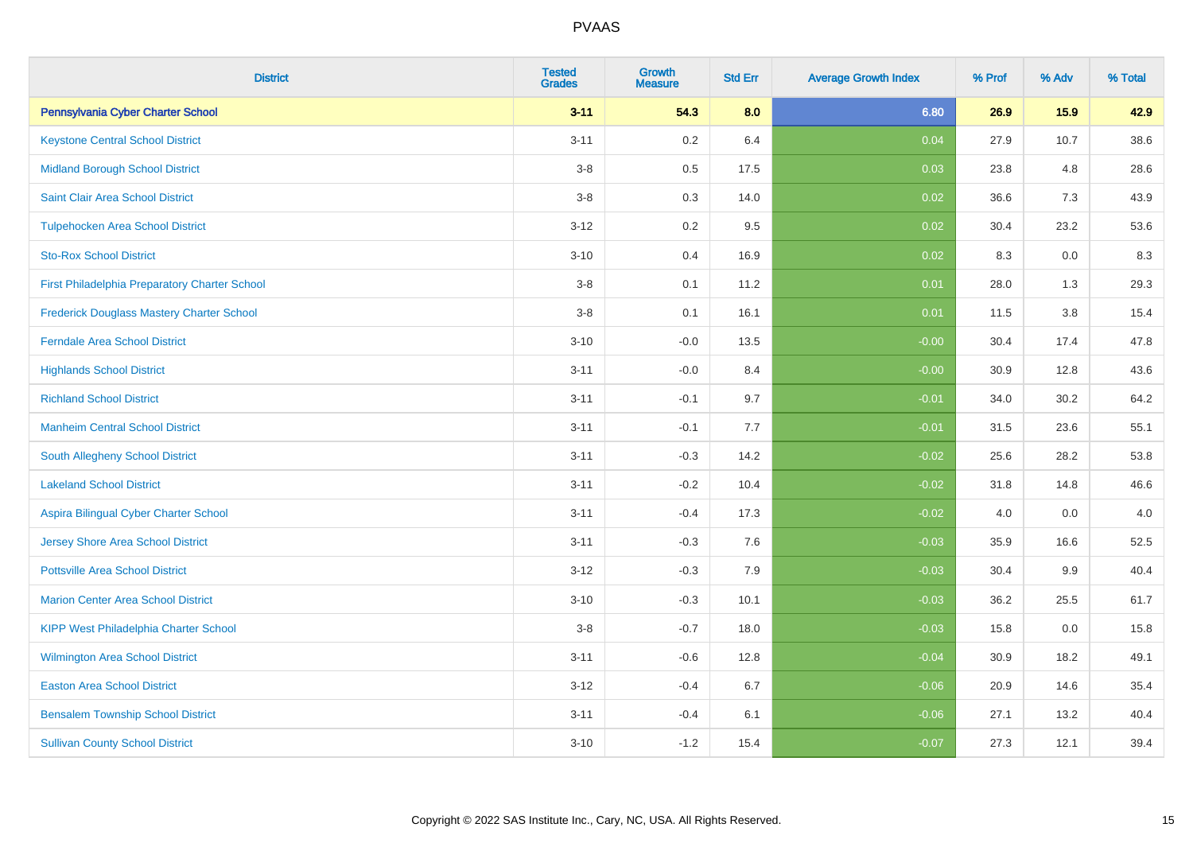# PVAAS

| District | Tested Grades | Growth Measure | Std Err | Average Growth Index | % Prof | % Adv | % Total |
|---|---|---|---|---|---|---|---|
| **Pennsylvania Cyber Charter School** | **3-11** | **54.3** | **8.0** | **6.80** | **26.9** | **15.9** | **42.9** |
| Keystone Central School District | 3-11 | 0.2 | 6.4 | 0.04 | 27.9 | 10.7 | 38.6 |
| Midland Borough School District | 3-8 | 0.5 | 17.5 | 0.03 | 23.8 | 4.8 | 28.6 |
| Saint Clair Area School District | 3-8 | 0.3 | 14.0 | 0.02 | 36.6 | 7.3 | 43.9 |
| Tulpehocken Area School District | 3-12 | 0.2 | 9.5 | 0.02 | 30.4 | 23.2 | 53.6 |
| Sto-Rox School District | 3-10 | 0.4 | 16.9 | 0.02 | 8.3 | 0.0 | 8.3 |
| First Philadelphia Preparatory Charter School | 3-8 | 0.1 | 11.2 | 0.01 | 28.0 | 1.3 | 29.3 |
| Frederick Douglass Mastery Charter School | 3-8 | 0.1 | 16.1 | 0.01 | 11.5 | 3.8 | 15.4 |
| Ferndale Area School District | 3-10 | -0.0 | 13.5 | -0.00 | 30.4 | 17.4 | 47.8 |
| Highlands School District | 3-11 | -0.0 | 8.4 | -0.00 | 30.9 | 12.8 | 43.6 |
| Richland School District | 3-11 | -0.1 | 9.7 | -0.01 | 34.0 | 30.2 | 64.2 |
| Manheim Central School District | 3-11 | -0.1 | 7.7 | -0.01 | 31.5 | 23.6 | 55.1 |
| South Allegheny School District | 3-11 | -0.3 | 14.2 | -0.02 | 25.6 | 28.2 | 53.8 |
| Lakeland School District | 3-11 | -0.2 | 10.4 | -0.02 | 31.8 | 14.8 | 46.6 |
| Aspira Bilingual Cyber Charter School | 3-11 | -0.4 | 17.3 | -0.02 | 4.0 | 0.0 | 4.0 |
| Jersey Shore Area School District | 3-11 | -0.3 | 7.6 | -0.03 | 35.9 | 16.6 | 52.5 |
| Pottsville Area School District | 3-12 | -0.3 | 7.9 | -0.03 | 30.4 | 9.9 | 40.4 |
| Marion Center Area School District | 3-10 | -0.3 | 10.1 | -0.03 | 36.2 | 25.5 | 61.7 |
| KIPP West Philadelphia Charter School | 3-8 | -0.7 | 18.0 | -0.03 | 15.8 | 0.0 | 15.8 |
| Wilmington Area School District | 3-11 | -0.6 | 12.8 | -0.04 | 30.9 | 18.2 | 49.1 |
| Easton Area School District | 3-12 | -0.4 | 6.7 | -0.06 | 20.9 | 14.6 | 35.4 |
| Bensalem Township School District | 3-11 | -0.4 | 6.1 | -0.06 | 27.1 | 13.2 | 40.4 |
| Sullivan County School District | 3-10 | -1.2 | 15.4 | -0.07 | 27.3 | 12.1 | 39.4 |

Copyright © 2022 SAS Institute Inc., Cary, NC, USA. All Rights Reserved.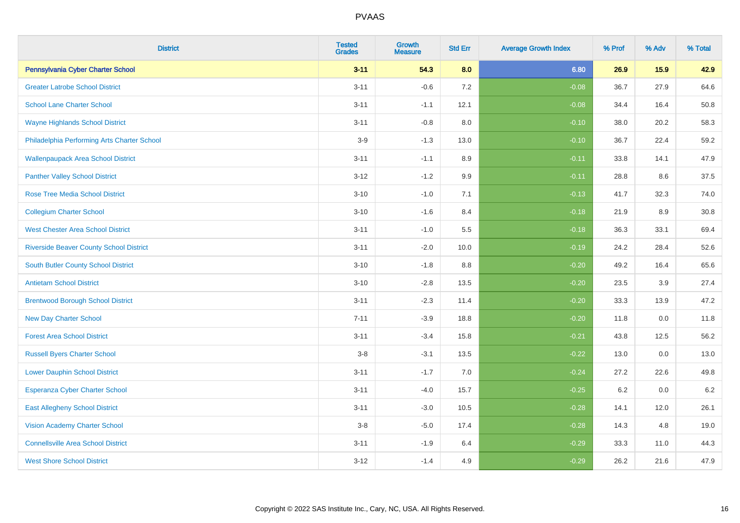# PVAAS

| District | Tested Grades | Growth Measure | Std Err | Average Growth Index | % Prof | % Adv | % Total |
|---|---|---|---|---|---|---|---|
| **Pennsylvania Cyber Charter School** | **3-11** | **54.3** | **8.0** | **6.80** | **26.9** | **15.9** | **42.9** |
| Greater Latrobe School District | 3-11 | -0.6 | 7.2 | -0.08 | 36.7 | 27.9 | 64.6 |
| School Lane Charter School | 3-11 | -1.1 | 12.1 | -0.08 | 34.4 | 16.4 | 50.8 |
| Wayne Highlands School District | 3-11 | -0.8 | 8.0 | -0.10 | 38.0 | 20.2 | 58.3 |
| Philadelphia Performing Arts Charter School | 3-9 | -1.3 | 13.0 | -0.10 | 36.7 | 22.4 | 59.2 |
| Wallenpaupack Area School District | 3-11 | -1.1 | 8.9 | -0.11 | 33.8 | 14.1 | 47.9 |
| Panther Valley School District | 3-12 | -1.2 | 9.9 | -0.11 | 28.8 | 8.6 | 37.5 |
| Rose Tree Media School District | 3-10 | -1.0 | 7.1 | -0.13 | 41.7 | 32.3 | 74.0 |
| Collegium Charter School | 3-10 | -1.6 | 8.4 | -0.18 | 21.9 | 8.9 | 30.8 |
| West Chester Area School District | 3-11 | -1.0 | 5.5 | -0.18 | 36.3 | 33.1 | 69.4 |
| Riverside Beaver County School District | 3-11 | -2.0 | 10.0 | -0.19 | 24.2 | 28.4 | 52.6 |
| South Butler County School District | 3-10 | -1.8 | 8.8 | -0.20 | 49.2 | 16.4 | 65.6 |
| Antietam School District | 3-10 | -2.8 | 13.5 | -0.20 | 23.5 | 3.9 | 27.4 |
| Brentwood Borough School District | 3-11 | -2.3 | 11.4 | -0.20 | 33.3 | 13.9 | 47.2 |
| New Day Charter School | 7-11 | -3.9 | 18.8 | -0.20 | 11.8 | 0.0 | 11.8 |
| Forest Area School District | 3-11 | -3.4 | 15.8 | -0.21 | 43.8 | 12.5 | 56.2 |
| Russell Byers Charter School | 3-8 | -3.1 | 13.5 | -0.22 | 13.0 | 0.0 | 13.0 |
| Lower Dauphin School District | 3-11 | -1.7 | 7.0 | -0.24 | 27.2 | 22.6 | 49.8 |
| Esperanza Cyber Charter School | 3-11 | -4.0 | 15.7 | -0.25 | 6.2 | 0.0 | 6.2 |
| East Allegheny School District | 3-11 | -3.0 | 10.5 | -0.28 | 14.1 | 12.0 | 26.1 |
| Vision Academy Charter School | 3-8 | -5.0 | 17.4 | -0.28 | 14.3 | 4.8 | 19.0 |
| Connellsville Area School District | 3-11 | -1.9 | 6.4 | -0.29 | 33.3 | 11.0 | 44.3 |
| West Shore School District | 3-12 | -1.4 | 4.9 | -0.29 | 26.2 | 21.6 | 47.9 |

Copyright © 2022 SAS Institute Inc., Cary, NC, USA. All Rights Reserved.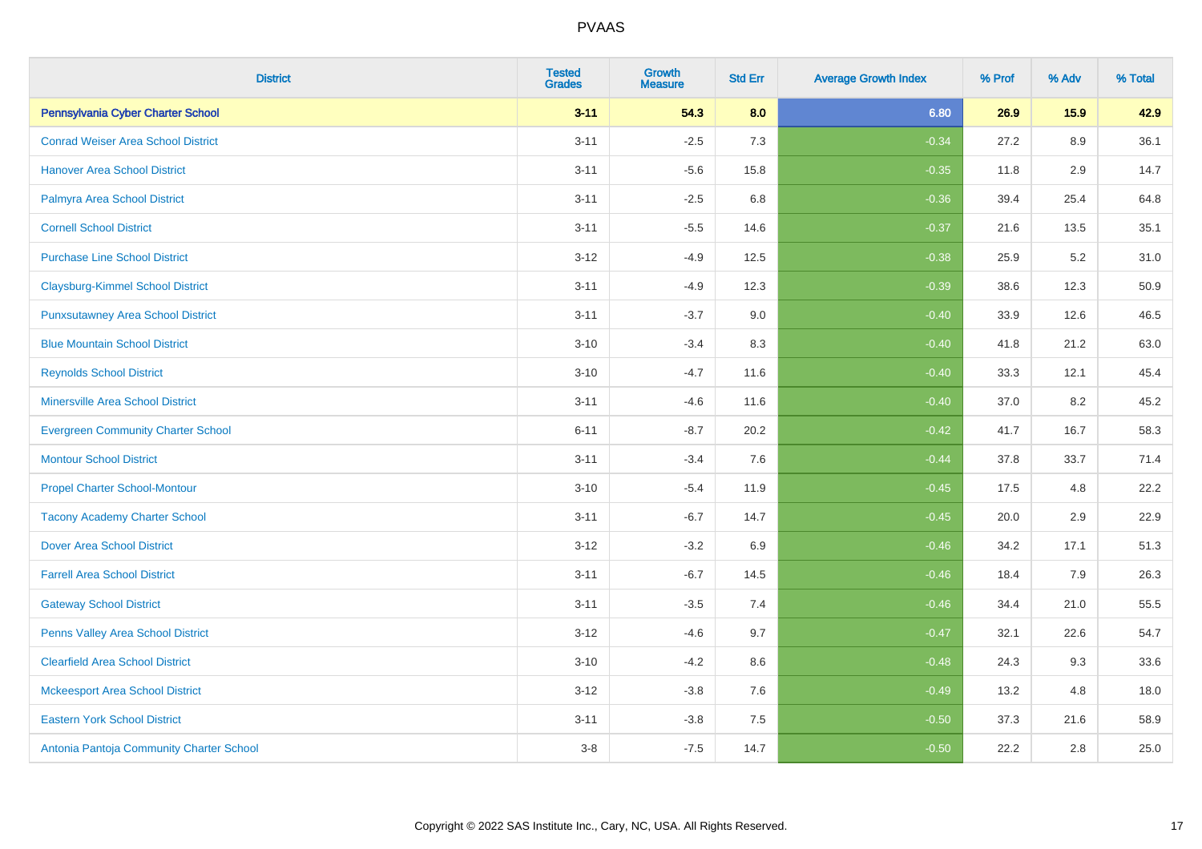# PVAAS

| District | Tested Grades | Growth Measure | Std Err | Average Growth Index | % Prof | % Adv | % Total |
|---|---|---|---|---|---|---|---|
| **Pennsylvania Cyber Charter School** | **3-11** | **54.3** | **8.0** | **6.80** | **26.9** | **15.9** | **42.9** |
| Conrad Weiser Area School District | 3-11 | -2.5 | 7.3 | -0.34 | 27.2 | 8.9 | 36.1 |
| Hanover Area School District | 3-11 | -5.6 | 15.8 | -0.35 | 11.8 | 2.9 | 14.7 |
| Palmyra Area School District | 3-11 | -2.5 | 6.8 | -0.36 | 39.4 | 25.4 | 64.8 |
| Cornell School District | 3-11 | -5.5 | 14.6 | -0.37 | 21.6 | 13.5 | 35.1 |
| Purchase Line School District | 3-12 | -4.9 | 12.5 | -0.38 | 25.9 | 5.2 | 31.0 |
| Claysburg-Kimmel School District | 3-11 | -4.9 | 12.3 | -0.39 | 38.6 | 12.3 | 50.9 |
| Punxsutawney Area School District | 3-11 | -3.7 | 9.0 | -0.40 | 33.9 | 12.6 | 46.5 |
| Blue Mountain School District | 3-10 | -3.4 | 8.3 | -0.40 | 41.8 | 21.2 | 63.0 |
| Reynolds School District | 3-10 | -4.7 | 11.6 | -0.40 | 33.3 | 12.1 | 45.4 |
| Minersville Area School District | 3-11 | -4.6 | 11.6 | -0.40 | 37.0 | 8.2 | 45.2 |
| Evergreen Community Charter School | 6-11 | -8.7 | 20.2 | -0.42 | 41.7 | 16.7 | 58.3 |
| Montour School District | 3-11 | -3.4 | 7.6 | -0.44 | 37.8 | 33.7 | 71.4 |
| Propel Charter School-Montour | 3-10 | -5.4 | 11.9 | -0.45 | 17.5 | 4.8 | 22.2 |
| Tacony Academy Charter School | 3-11 | -6.7 | 14.7 | -0.45 | 20.0 | 2.9 | 22.9 |
| Dover Area School District | 3-12 | -3.2 | 6.9 | -0.46 | 34.2 | 17.1 | 51.3 |
| Farrell Area School District | 3-11 | -6.7 | 14.5 | -0.46 | 18.4 | 7.9 | 26.3 |
| Gateway School District | 3-11 | -3.5 | 7.4 | -0.46 | 34.4 | 21.0 | 55.5 |
| Penns Valley Area School District | 3-12 | -4.6 | 9.7 | -0.47 | 32.1 | 22.6 | 54.7 |
| Clearfield Area School District | 3-10 | -4.2 | 8.6 | -0.48 | 24.3 | 9.3 | 33.6 |
| Mckeesport Area School District | 3-12 | -3.8 | 7.6 | -0.49 | 13.2 | 4.8 | 18.0 |
| Eastern York School District | 3-11 | -3.8 | 7.5 | -0.50 | 37.3 | 21.6 | 58.9 |
| Antonia Pantoja Community Charter School | 3-8 | -7.5 | 14.7 | -0.50 | 22.2 | 2.8 | 25.0 |

Copyright © 2022 SAS Institute Inc., Cary, NC, USA. All Rights Reserved.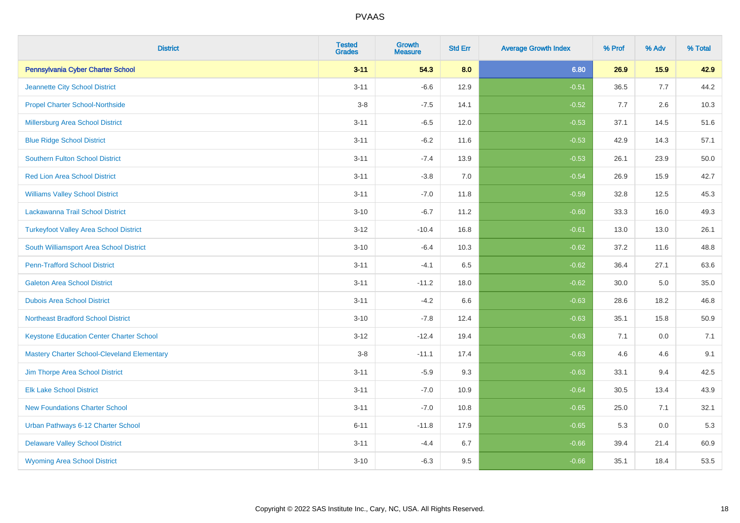| District | Tested Grades | Growth Measure | Std Err | Average Growth Index | % Prof | % Adv | % Total |
|---|---|---|---|---|---|---|---|
| **Pennsylvania Cyber Charter School** | **3-11** | **54.3** | **8.0** | **6.80** | **26.9** | **15.9** | **42.9** |
| Jeannette City School District | 3-11 | -6.6 | 12.9 | -0.51 | 36.5 | 7.7 | 44.2 |
| Propel Charter School-Northside | 3-8 | -7.5 | 14.1 | -0.52 | 7.7 | 2.6 | 10.3 |
| Millersburg Area School District | 3-11 | -6.5 | 12.0 | -0.53 | 37.1 | 14.5 | 51.6 |
| Blue Ridge School District | 3-11 | -6.2 | 11.6 | -0.53 | 42.9 | 14.3 | 57.1 |
| Southern Fulton School District | 3-11 | -7.4 | 13.9 | -0.53 | 26.1 | 23.9 | 50.0 |
| Red Lion Area School District | 3-11 | -3.8 | 7.0 | -0.54 | 26.9 | 15.9 | 42.7 |
| Williams Valley School District | 3-11 | -7.0 | 11.8 | -0.59 | 32.8 | 12.5 | 45.3 |
| Lackawanna Trail School District | 3-10 | -6.7 | 11.2 | -0.60 | 33.3 | 16.0 | 49.3 |
| Turkeyfoot Valley Area School District | 3-12 | -10.4 | 16.8 | -0.61 | 13.0 | 13.0 | 26.1 |
| South Williamsport Area School District | 3-10 | -6.4 | 10.3 | -0.62 | 37.2 | 11.6 | 48.8 |
| Penn-Trafford School District | 3-11 | -4.1 | 6.5 | -0.62 | 36.4 | 27.1 | 63.6 |
| Galeton Area School District | 3-11 | -11.2 | 18.0 | -0.62 | 30.0 | 5.0 | 35.0 |
| Dubois Area School District | 3-11 | -4.2 | 6.6 | -0.63 | 28.6 | 18.2 | 46.8 |
| Northeast Bradford School District | 3-10 | -7.8 | 12.4 | -0.63 | 35.1 | 15.8 | 50.9 |
| Keystone Education Center Charter School | 3-12 | -12.4 | 19.4 | -0.63 | 7.1 | 0.0 | 7.1 |
| Mastery Charter School-Cleveland Elementary | 3-8 | -11.1 | 17.4 | -0.63 | 4.6 | 4.6 | 9.1 |
| Jim Thorpe Area School District | 3-11 | -5.9 | 9.3 | -0.63 | 33.1 | 9.4 | 42.5 |
| Elk Lake School District | 3-11 | -7.0 | 10.9 | -0.64 | 30.5 | 13.4 | 43.9 |
| New Foundations Charter School | 3-11 | -7.0 | 10.8 | -0.65 | 25.0 | 7.1 | 32.1 |
| Urban Pathways 6-12 Charter School | 6-11 | -11.8 | 17.9 | -0.65 | 5.3 | 0.0 | 5.3 |
| Delaware Valley School District | 3-11 | -4.4 | 6.7 | -0.66 | 39.4 | 21.4 | 60.9 |
| Wyoming Area School District | 3-10 | -6.3 | 9.5 | -0.66 | 35.1 | 18.4 | 53.5 |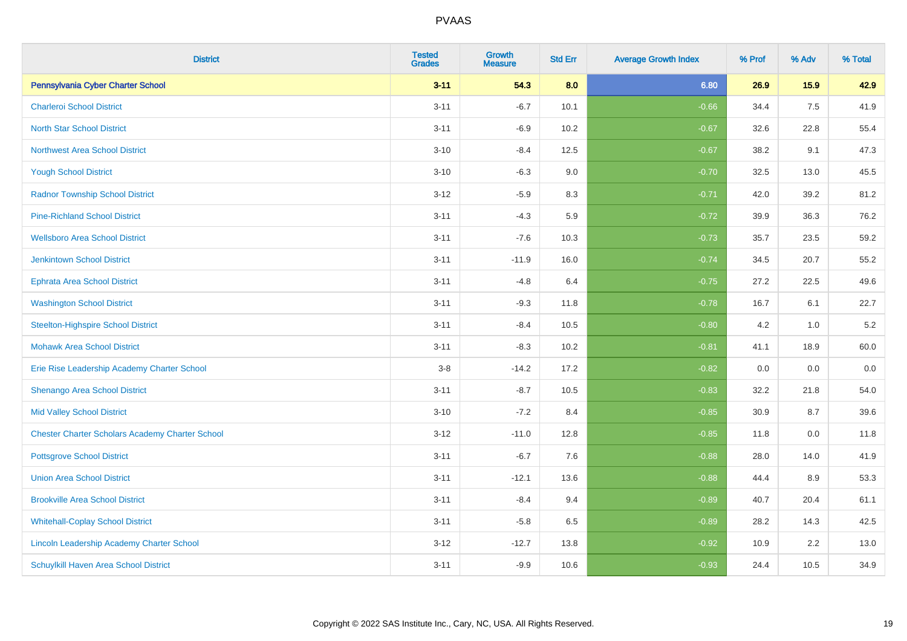# PVAAS

| District | Tested Grades | Growth Measure | Std Err | Average Growth Index | % Prof | % Adv | % Total |
|---|---|---|---|---|---|---|---|
| **Pennsylvania Cyber Charter School** | **3-11** | **54.3** | **8.0** | **6.80** | **26.9** | **15.9** | **42.9** |
| Charleroi School District | 3-11 | -6.7 | 10.1 | -0.66 | 34.4 | 7.5 | 41.9 |
| North Star School District | 3-11 | -6.9 | 10.2 | -0.67 | 32.6 | 22.8 | 55.4 |
| Northwest Area School District | 3-10 | -8.4 | 12.5 | -0.67 | 38.2 | 9.1 | 47.3 |
| Yough School District | 3-10 | -6.3 | 9.0 | -0.70 | 32.5 | 13.0 | 45.5 |
| Radnor Township School District | 3-12 | -5.9 | 8.3 | -0.71 | 42.0 | 39.2 | 81.2 |
| Pine-Richland School District | 3-11 | -4.3 | 5.9 | -0.72 | 39.9 | 36.3 | 76.2 |
| Wellsboro Area School District | 3-11 | -7.6 | 10.3 | -0.73 | 35.7 | 23.5 | 59.2 |
| Jenkintown School District | 3-11 | -11.9 | 16.0 | -0.74 | 34.5 | 20.7 | 55.2 |
| Ephrata Area School District | 3-11 | -4.8 | 6.4 | -0.75 | 27.2 | 22.5 | 49.6 |
| Washington School District | 3-11 | -9.3 | 11.8 | -0.78 | 16.7 | 6.1 | 22.7 |
| Steelton-Highspire School District | 3-11 | -8.4 | 10.5 | -0.80 | 4.2 | 1.0 | 5.2 |
| Mohawk Area School District | 3-11 | -8.3 | 10.2 | -0.81 | 41.1 | 18.9 | 60.0 |
| Erie Rise Leadership Academy Charter School | 3-8 | -14.2 | 17.2 | -0.82 | 0.0 | 0.0 | 0.0 |
| Shenango Area School District | 3-11 | -8.7 | 10.5 | -0.83 | 32.2 | 21.8 | 54.0 |
| Mid Valley School District | 3-10 | -7.2 | 8.4 | -0.85 | 30.9 | 8.7 | 39.6 |
| Chester Charter Scholars Academy Charter School | 3-12 | -11.0 | 12.8 | -0.85 | 11.8 | 0.0 | 11.8 |
| Pottsgrove School District | 3-11 | -6.7 | 7.6 | -0.88 | 28.0 | 14.0 | 41.9 |
| Union Area School District | 3-11 | -12.1 | 13.6 | -0.88 | 44.4 | 8.9 | 53.3 |
| Brookville Area School District | 3-11 | -8.4 | 9.4 | -0.89 | 40.7 | 20.4 | 61.1 |
| Whitehall-Coplay School District | 3-11 | -5.8 | 6.5 | -0.89 | 28.2 | 14.3 | 42.5 |
| Lincoln Leadership Academy Charter School | 3-12 | -12.7 | 13.8 | -0.92 | 10.9 | 2.2 | 13.0 |
| Schuylkill Haven Area School District | 3-11 | -9.9 | 10.6 | -0.93 | 24.4 | 10.5 | 34.9 |

Copyright © 2022 SAS Institute Inc., Cary, NC, USA. All Rights Reserved.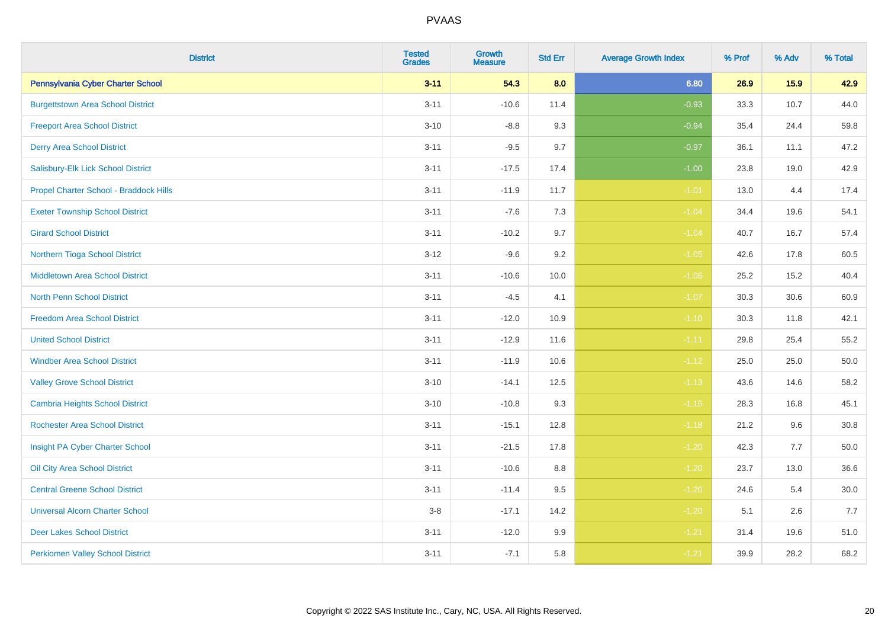# PVAAS

| District | Tested Grades | Growth Measure | Std Err | Average Growth Index | % Prof | % Adv | % Total |
|---|---|---|---|---|---|---|---|
| **Pennsylvania Cyber Charter School** | **3-11** | **54.3** | **8.0** | **6.80** | **26.9** | **15.9** | **42.9** |
| Burgettstown Area School District | 3-11 | -10.6 | 11.4 | -0.93 | 33.3 | 10.7 | 44.0 |
| Freeport Area School District | 3-10 | -8.8 | 9.3 | -0.94 | 35.4 | 24.4 | 59.8 |
| Derry Area School District | 3-11 | -9.5 | 9.7 | -0.97 | 36.1 | 11.1 | 47.2 |
| Salisbury-Elk Lick School District | 3-11 | -17.5 | 17.4 | -1.00 | 23.8 | 19.0 | 42.9 |
| Propel Charter School - Braddock Hills | 3-11 | -11.9 | 11.7 | -1.01 | 13.0 | 4.4 | 17.4 |
| Exeter Township School District | 3-11 | -7.6 | 7.3 | -1.04 | 34.4 | 19.6 | 54.1 |
| Girard School District | 3-11 | -10.2 | 9.7 | -1.04 | 40.7 | 16.7 | 57.4 |
| Northern Tioga School District | 3-12 | -9.6 | 9.2 | -1.05 | 42.6 | 17.8 | 60.5 |
| Middletown Area School District | 3-11 | -10.6 | 10.0 | -1.06 | 25.2 | 15.2 | 40.4 |
| North Penn School District | 3-11 | -4.5 | 4.1 | -1.07 | 30.3 | 30.6 | 60.9 |
| Freedom Area School District | 3-11 | -12.0 | 10.9 | -1.10 | 30.3 | 11.8 | 42.1 |
| United School District | 3-11 | -12.9 | 11.6 | -1.11 | 29.8 | 25.4 | 55.2 |
| Windber Area School District | 3-11 | -11.9 | 10.6 | -1.12 | 25.0 | 25.0 | 50.0 |
| Valley Grove School District | 3-10 | -14.1 | 12.5 | -1.13 | 43.6 | 14.6 | 58.2 |
| Cambria Heights School District | 3-10 | -10.8 | 9.3 | -1.15 | 28.3 | 16.8 | 45.1 |
| Rochester Area School District | 3-11 | -15.1 | 12.8 | -1.18 | 21.2 | 9.6 | 30.8 |
| Insight PA Cyber Charter School | 3-11 | -21.5 | 17.8 | -1.20 | 42.3 | 7.7 | 50.0 |
| Oil City Area School District | 3-11 | -10.6 | 8.8 | -1.20 | 23.7 | 13.0 | 36.6 |
| Central Greene School District | 3-11 | -11.4 | 9.5 | -1.20 | 24.6 | 5.4 | 30.0 |
| Universal Alcorn Charter School | 3-8 | -17.1 | 14.2 | -1.20 | 5.1 | 2.6 | 7.7 |
| Deer Lakes School District | 3-11 | -12.0 | 9.9 | -1.21 | 31.4 | 19.6 | 51.0 |
| Perkiomen Valley School District | 3-11 | -7.1 | 5.8 | -1.21 | 39.9 | 28.2 | 68.2 |

Copyright © 2022 SAS Institute Inc., Cary, NC, USA. All Rights Reserved.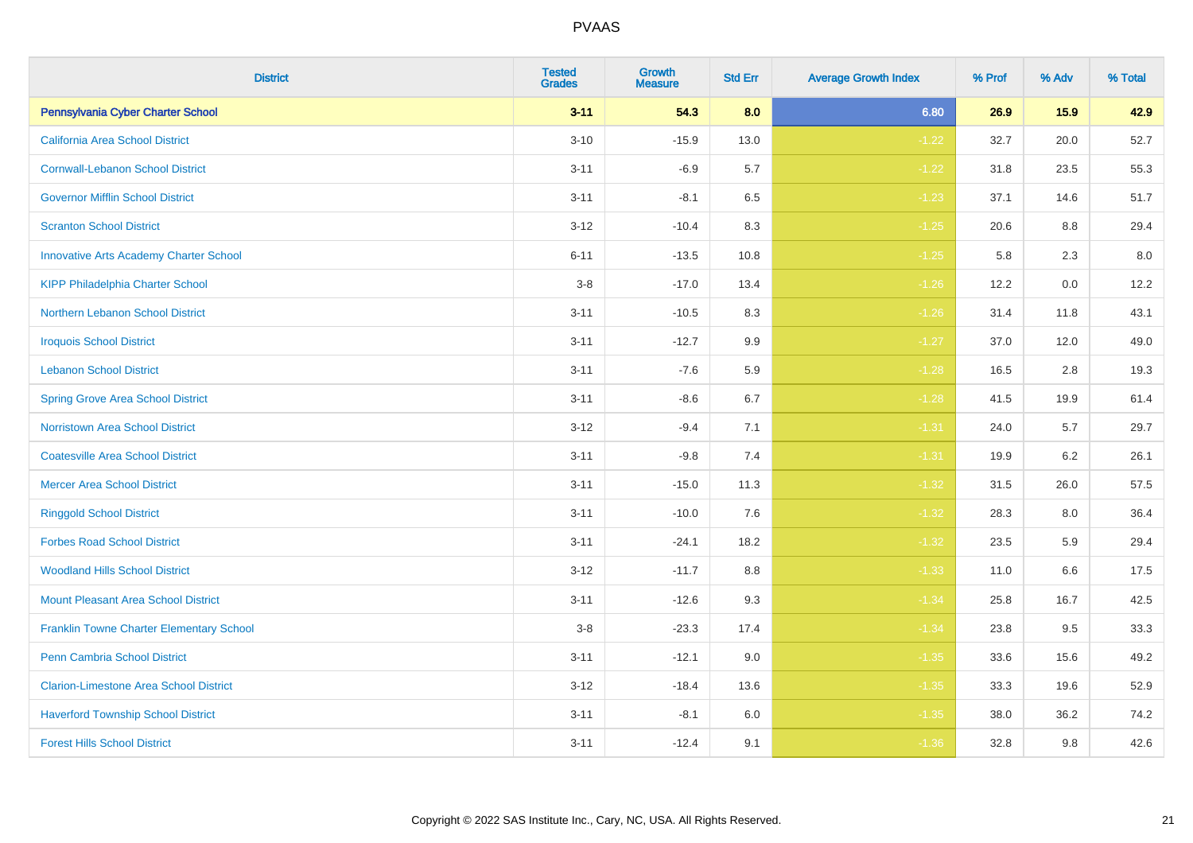# PVAAS

| District | Tested Grades | Growth Measure | Std Err | Average Growth Index | % Prof | % Adv | % Total |
|---|---|---|---|---|---|---|---|
| **Pennsylvania Cyber Charter School** | **3-11** | **54.3** | **8.0** | **6.80** | **26.9** | **15.9** | **42.9** |
| California Area School District | 3-10 | -15.9 | 13.0 | -1.22 | 32.7 | 20.0 | 52.7 |
| Cornwall-Lebanon School District | 3-11 | -6.9 | 5.7 | -1.22 | 31.8 | 23.5 | 55.3 |
| Governor Mifflin School District | 3-11 | -8.1 | 6.5 | -1.23 | 37.1 | 14.6 | 51.7 |
| Scranton School District | 3-12 | -10.4 | 8.3 | -1.25 | 20.6 | 8.8 | 29.4 |
| Innovative Arts Academy Charter School | 6-11 | -13.5 | 10.8 | -1.25 | 5.8 | 2.3 | 8.0 |
| KIPP Philadelphia Charter School | 3-8 | -17.0 | 13.4 | -1.26 | 12.2 | 0.0 | 12.2 |
| Northern Lebanon School District | 3-11 | -10.5 | 8.3 | -1.26 | 31.4 | 11.8 | 43.1 |
| Iroquois School District | 3-11 | -12.7 | 9.9 | -1.27 | 37.0 | 12.0 | 49.0 |
| Lebanon School District | 3-11 | -7.6 | 5.9 | -1.28 | 16.5 | 2.8 | 19.3 |
| Spring Grove Area School District | 3-11 | -8.6 | 6.7 | -1.28 | 41.5 | 19.9 | 61.4 |
| Norristown Area School District | 3-12 | -9.4 | 7.1 | -1.31 | 24.0 | 5.7 | 29.7 |
| Coatesville Area School District | 3-11 | -9.8 | 7.4 | -1.31 | 19.9 | 6.2 | 26.1 |
| Mercer Area School District | 3-11 | -15.0 | 11.3 | -1.32 | 31.5 | 26.0 | 57.5 |
| Ringgold School District | 3-11 | -10.0 | 7.6 | -1.32 | 28.3 | 8.0 | 36.4 |
| Forbes Road School District | 3-11 | -24.1 | 18.2 | -1.32 | 23.5 | 5.9 | 29.4 |
| Woodland Hills School District | 3-12 | -11.7 | 8.8 | -1.33 | 11.0 | 6.6 | 17.5 |
| Mount Pleasant Area School District | 3-11 | -12.6 | 9.3 | -1.34 | 25.8 | 16.7 | 42.5 |
| Franklin Towne Charter Elementary School | 3-8 | -23.3 | 17.4 | -1.34 | 23.8 | 9.5 | 33.3 |
| Penn Cambria School District | 3-11 | -12.1 | 9.0 | -1.35 | 33.6 | 15.6 | 49.2 |
| Clarion-Limestone Area School District | 3-12 | -18.4 | 13.6 | -1.35 | 33.3 | 19.6 | 52.9 |
| Haverford Township School District | 3-11 | -8.1 | 6.0 | -1.35 | 38.0 | 36.2 | 74.2 |
| Forest Hills School District | 3-11 | -12.4 | 9.1 | -1.36 | 32.8 | 9.8 | 42.6 |

Copyright © 2022 SAS Institute Inc., Cary, NC, USA. All Rights Reserved.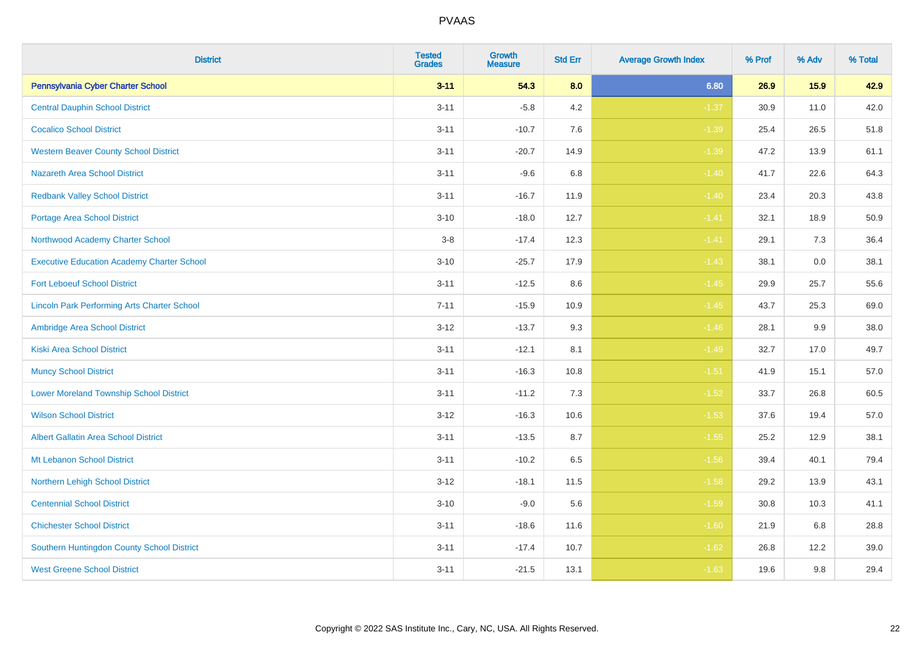# PVAAS

| District | Tested Grades | Growth Measure | Std Err | Average Growth Index | % Prof | % Adv | % Total |
|---|---|---|---|---|---|---|---|
| **Pennsylvania Cyber Charter School** | **3-11** | **54.3** | **8.0** | **6.80** | **26.9** | **15.9** | **42.9** |
| Central Dauphin School District | 3-11 | -5.8 | 4.2 | -1.37 | 30.9 | 11.0 | 42.0 |
| Cocalico School District | 3-11 | -10.7 | 7.6 | -1.39 | 25.4 | 26.5 | 51.8 |
| Western Beaver County School District | 3-11 | -20.7 | 14.9 | -1.39 | 47.2 | 13.9 | 61.1 |
| Nazareth Area School District | 3-11 | -9.6 | 6.8 | -1.40 | 41.7 | 22.6 | 64.3 |
| Redbank Valley School District | 3-11 | -16.7 | 11.9 | -1.40 | 23.4 | 20.3 | 43.8 |
| Portage Area School District | 3-10 | -18.0 | 12.7 | -1.41 | 32.1 | 18.9 | 50.9 |
| Northwood Academy Charter School | 3-8 | -17.4 | 12.3 | -1.41 | 29.1 | 7.3 | 36.4 |
| Executive Education Academy Charter School | 3-10 | -25.7 | 17.9 | -1.43 | 38.1 | 0.0 | 38.1 |
| Fort Leboeuf School District | 3-11 | -12.5 | 8.6 | -1.45 | 29.9 | 25.7 | 55.6 |
| Lincoln Park Performing Arts Charter School | 7-11 | -15.9 | 10.9 | -1.45 | 43.7 | 25.3 | 69.0 |
| Ambridge Area School District | 3-12 | -13.7 | 9.3 | -1.46 | 28.1 | 9.9 | 38.0 |
| Kiski Area School District | 3-11 | -12.1 | 8.1 | -1.49 | 32.7 | 17.0 | 49.7 |
| Muncy School District | 3-11 | -16.3 | 10.8 | -1.51 | 41.9 | 15.1 | 57.0 |
| Lower Moreland Township School District | 3-11 | -11.2 | 7.3 | -1.52 | 33.7 | 26.8 | 60.5 |
| Wilson School District | 3-12 | -16.3 | 10.6 | -1.53 | 37.6 | 19.4 | 57.0 |
| Albert Gallatin Area School District | 3-11 | -13.5 | 8.7 | -1.55 | 25.2 | 12.9 | 38.1 |
| Mt Lebanon School District | 3-11 | -10.2 | 6.5 | -1.56 | 39.4 | 40.1 | 79.4 |
| Northern Lehigh School District | 3-12 | -18.1 | 11.5 | -1.58 | 29.2 | 13.9 | 43.1 |
| Centennial School District | 3-10 | -9.0 | 5.6 | -1.59 | 30.8 | 10.3 | 41.1 |
| Chichester School District | 3-11 | -18.6 | 11.6 | -1.60 | 21.9 | 6.8 | 28.8 |
| Southern Huntingdon County School District | 3-11 | -17.4 | 10.7 | -1.62 | 26.8 | 12.2 | 39.0 |
| West Greene School District | 3-11 | -21.5 | 13.1 | -1.63 | 19.6 | 9.8 | 29.4 |

Copyright © 2022 SAS Institute Inc., Cary, NC, USA. All Rights Reserved.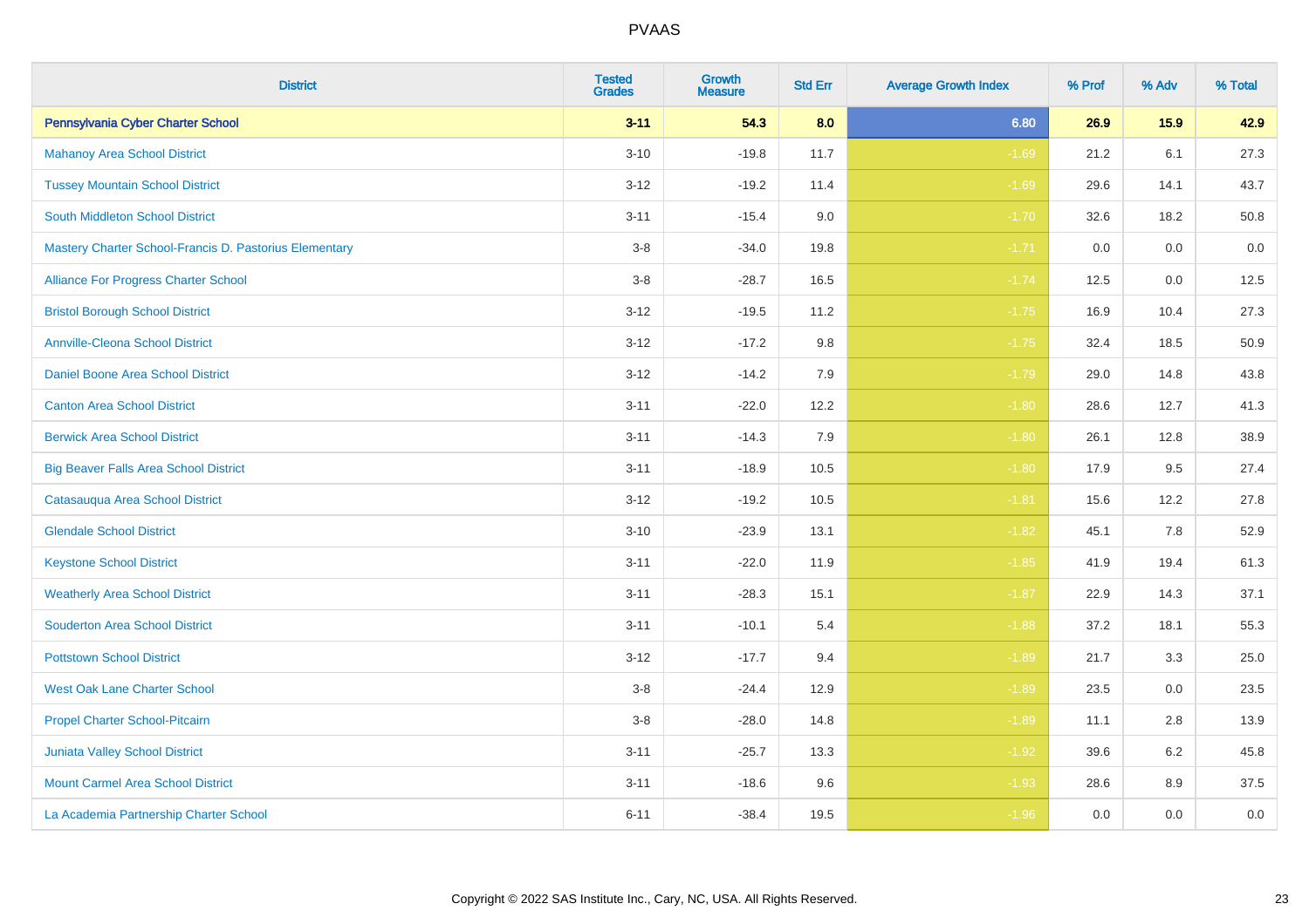# PVAAS

| District | Tested Grades | Growth Measure | Std Err | Average Growth Index | % Prof | % Adv | % Total |
|---|---|---|---|---|---|---|---|
| **Pennsylvania Cyber Charter School** | **3-11** | **54.3** | **8.0** | **6.80** | **26.9** | **15.9** | **42.9** |
| Mahanoy Area School District | 3-10 | -19.8 | 11.7 | -1.69 | 21.2 | 6.1 | 27.3 |
| Tussey Mountain School District | 3-12 | -19.2 | 11.4 | -1.69 | 29.6 | 14.1 | 43.7 |
| South Middleton School District | 3-11 | -15.4 | 9.0 | -1.70 | 32.6 | 18.2 | 50.8 |
| Mastery Charter School-Francis D. Pastorius Elementary | 3-8 | -34.0 | 19.8 | -1.71 | 0.0 | 0.0 | 0.0 |
| Alliance For Progress Charter School | 3-8 | -28.7 | 16.5 | -1.74 | 12.5 | 0.0 | 12.5 |
| Bristol Borough School District | 3-12 | -19.5 | 11.2 | -1.75 | 16.9 | 10.4 | 27.3 |
| Annville-Cleona School District | 3-12 | -17.2 | 9.8 | -1.75 | 32.4 | 18.5 | 50.9 |
| Daniel Boone Area School District | 3-12 | -14.2 | 7.9 | -1.79 | 29.0 | 14.8 | 43.8 |
| Canton Area School District | 3-11 | -22.0 | 12.2 | -1.80 | 28.6 | 12.7 | 41.3 |
| Berwick Area School District | 3-11 | -14.3 | 7.9 | -1.80 | 26.1 | 12.8 | 38.9 |
| Big Beaver Falls Area School District | 3-11 | -18.9 | 10.5 | -1.80 | 17.9 | 9.5 | 27.4 |
| Catasauqua Area School District | 3-12 | -19.2 | 10.5 | -1.81 | 15.6 | 12.2 | 27.8 |
| Glendale School District | 3-10 | -23.9 | 13.1 | -1.82 | 45.1 | 7.8 | 52.9 |
| Keystone School District | 3-11 | -22.0 | 11.9 | -1.85 | 41.9 | 19.4 | 61.3 |
| Weatherly Area School District | 3-11 | -28.3 | 15.1 | -1.87 | 22.9 | 14.3 | 37.1 |
| Souderton Area School District | 3-11 | -10.1 | 5.4 | -1.88 | 37.2 | 18.1 | 55.3 |
| Pottstown School District | 3-12 | -17.7 | 9.4 | -1.89 | 21.7 | 3.3 | 25.0 |
| West Oak Lane Charter School | 3-8 | -24.4 | 12.9 | -1.89 | 23.5 | 0.0 | 23.5 |
| Propel Charter School-Pitcairn | 3-8 | -28.0 | 14.8 | -1.89 | 11.1 | 2.8 | 13.9 |
| Juniata Valley School District | 3-11 | -25.7 | 13.3 | -1.92 | 39.6 | 6.2 | 45.8 |
| Mount Carmel Area School District | 3-11 | -18.6 | 9.6 | -1.93 | 28.6 | 8.9 | 37.5 |
| La Academia Partnership Charter School | 6-11 | -38.4 | 19.5 | -1.96 | 0.0 | 0.0 | 0.0 |

Copyright © 2022 SAS Institute Inc., Cary, NC, USA. All Rights Reserved.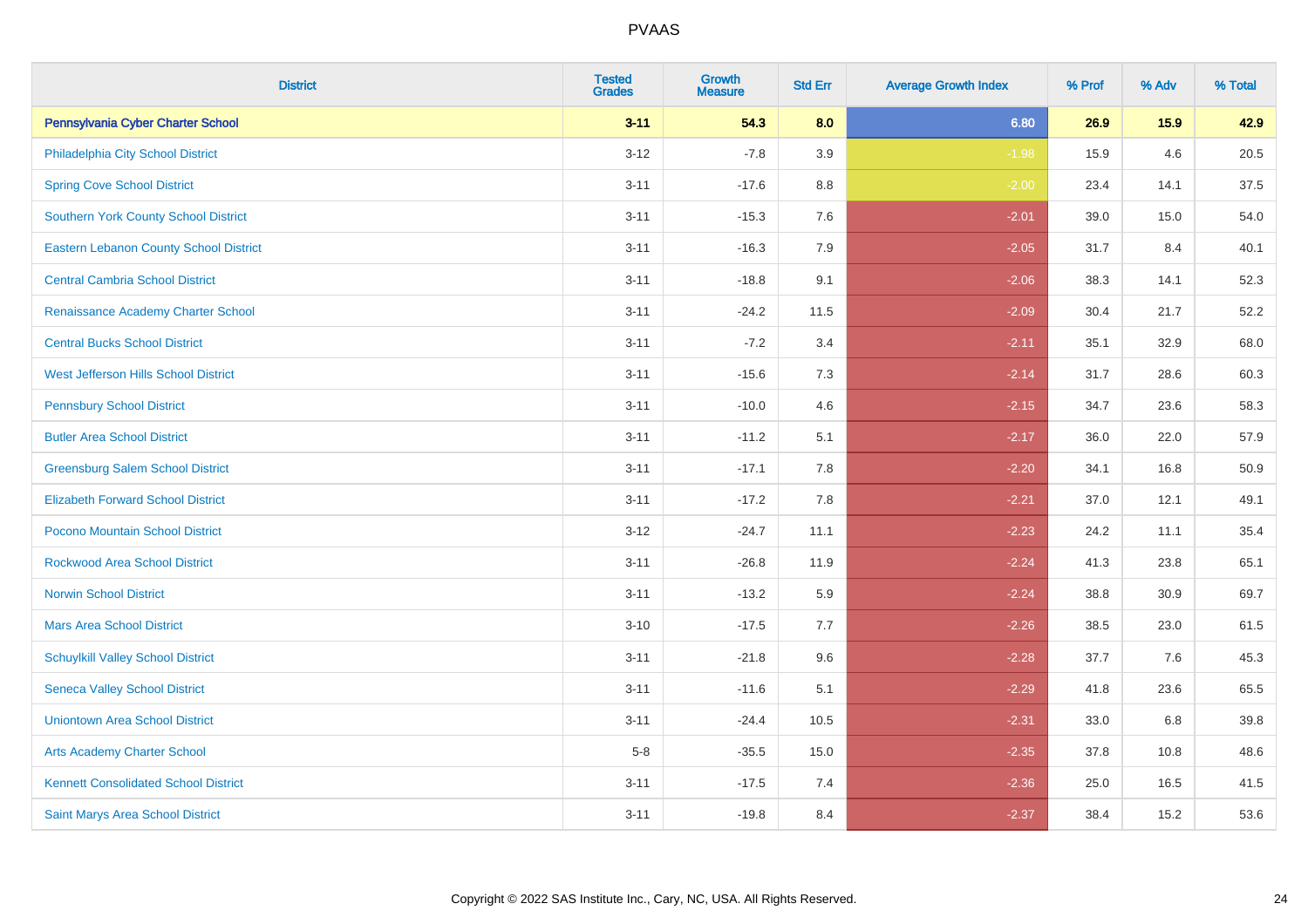# PVAAS

| District | Tested Grades | Growth Measure | Std Err | Average Growth Index | % Prof | % Adv | % Total |
|---|---|---|---|---|---|---|---|
| **Pennsylvania Cyber Charter School** | **3-11** | **54.3** | **8.0** | **6.80** | **26.9** | **15.9** | **42.9** |
| Philadelphia City School District | 3-12 | -7.8 | 3.9 | -1.98 | 15.9 | 4.6 | 20.5 |
| Spring Cove School District | 3-11 | -17.6 | 8.8 | -2.00 | 23.4 | 14.1 | 37.5 |
| Southern York County School District | 3-11 | -15.3 | 7.6 | -2.01 | 39.0 | 15.0 | 54.0 |
| Eastern Lebanon County School District | 3-11 | -16.3 | 7.9 | -2.05 | 31.7 | 8.4 | 40.1 |
| Central Cambria School District | 3-11 | -18.8 | 9.1 | -2.06 | 38.3 | 14.1 | 52.3 |
| Renaissance Academy Charter School | 3-11 | -24.2 | 11.5 | -2.09 | 30.4 | 21.7 | 52.2 |
| Central Bucks School District | 3-11 | -7.2 | 3.4 | -2.11 | 35.1 | 32.9 | 68.0 |
| West Jefferson Hills School District | 3-11 | -15.6 | 7.3 | -2.14 | 31.7 | 28.6 | 60.3 |
| Pennsbury School District | 3-11 | -10.0 | 4.6 | -2.15 | 34.7 | 23.6 | 58.3 |
| Butler Area School District | 3-11 | -11.2 | 5.1 | -2.17 | 36.0 | 22.0 | 57.9 |
| Greensburg Salem School District | 3-11 | -17.1 | 7.8 | -2.20 | 34.1 | 16.8 | 50.9 |
| Elizabeth Forward School District | 3-11 | -17.2 | 7.8 | -2.21 | 37.0 | 12.1 | 49.1 |
| Pocono Mountain School District | 3-12 | -24.7 | 11.1 | -2.23 | 24.2 | 11.1 | 35.4 |
| Rockwood Area School District | 3-11 | -26.8 | 11.9 | -2.24 | 41.3 | 23.8 | 65.1 |
| Norwin School District | 3-11 | -13.2 | 5.9 | -2.24 | 38.8 | 30.9 | 69.7 |
| Mars Area School District | 3-10 | -17.5 | 7.7 | -2.26 | 38.5 | 23.0 | 61.5 |
| Schuylkill Valley School District | 3-11 | -21.8 | 9.6 | -2.28 | 37.7 | 7.6 | 45.3 |
| Seneca Valley School District | 3-11 | -11.6 | 5.1 | -2.29 | 41.8 | 23.6 | 65.5 |
| Uniontown Area School District | 3-11 | -24.4 | 10.5 | -2.31 | 33.0 | 6.8 | 39.8 |
| Arts Academy Charter School | 5-8 | -35.5 | 15.0 | -2.35 | 37.8 | 10.8 | 48.6 |
| Kennett Consolidated School District | 3-11 | -17.5 | 7.4 | -2.36 | 25.0 | 16.5 | 41.5 |
| Saint Marys Area School District | 3-11 | -19.8 | 8.4 | -2.37 | 38.4 | 15.2 | 53.6 |

Copyright © 2022 SAS Institute Inc., Cary, NC, USA. All Rights Reserved.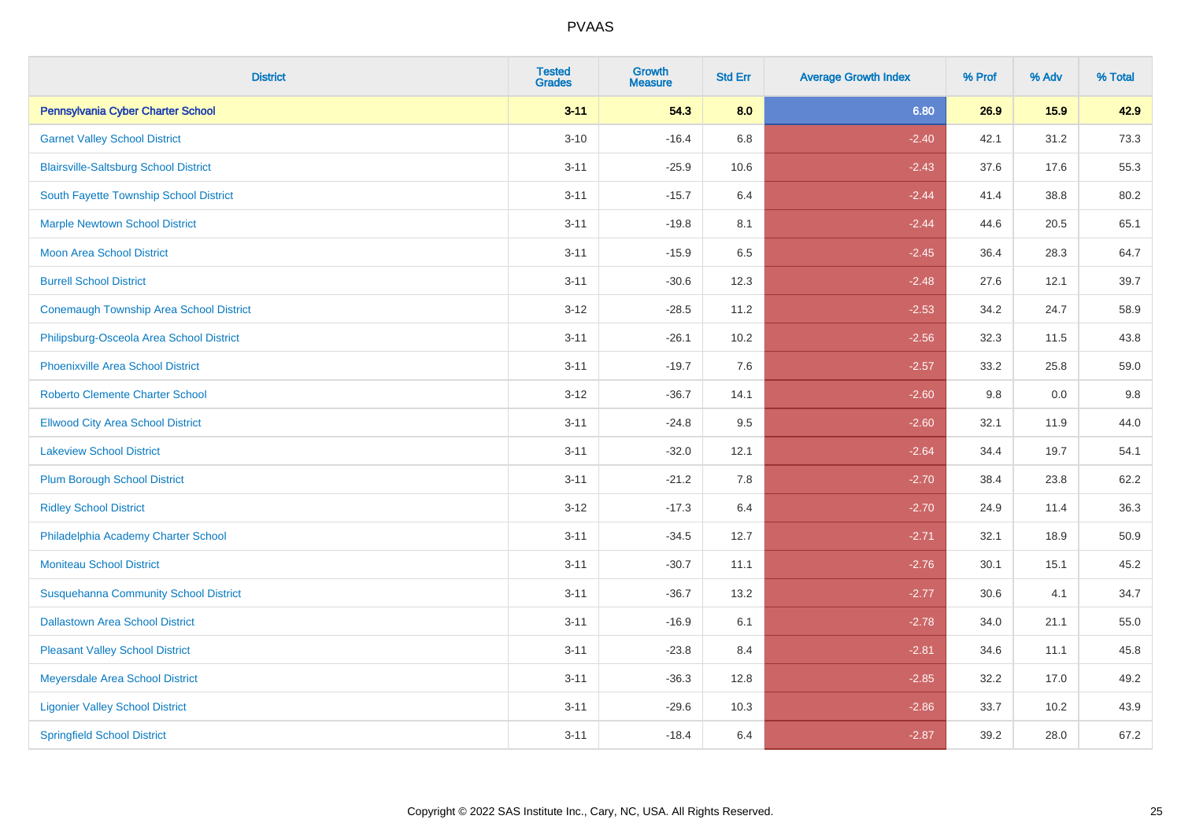# PVAAS

| District | Tested Grades | Growth Measure | Std Err | Average Growth Index | % Prof | % Adv | % Total |
|---|---|---|---|---|---|---|---|
| **Pennsylvania Cyber Charter School** | **3-11** | **54.3** | **8.0** | **6.80** | **26.9** | **15.9** | **42.9** |
| Garnet Valley School District | 3-10 | -16.4 | 6.8 | -2.40 | 42.1 | 31.2 | 73.3 |
| Blairsville-Saltsburg School District | 3-11 | -25.9 | 10.6 | -2.43 | 37.6 | 17.6 | 55.3 |
| South Fayette Township School District | 3-11 | -15.7 | 6.4 | -2.44 | 41.4 | 38.8 | 80.2 |
| Marple Newtown School District | 3-11 | -19.8 | 8.1 | -2.44 | 44.6 | 20.5 | 65.1 |
| Moon Area School District | 3-11 | -15.9 | 6.5 | -2.45 | 36.4 | 28.3 | 64.7 |
| Burrell School District | 3-11 | -30.6 | 12.3 | -2.48 | 27.6 | 12.1 | 39.7 |
| Conemaugh Township Area School District | 3-12 | -28.5 | 11.2 | -2.53 | 34.2 | 24.7 | 58.9 |
| Philipsburg-Osceola Area School District | 3-11 | -26.1 | 10.2 | -2.56 | 32.3 | 11.5 | 43.8 |
| Phoenixville Area School District | 3-11 | -19.7 | 7.6 | -2.57 | 33.2 | 25.8 | 59.0 |
| Roberto Clemente Charter School | 3-12 | -36.7 | 14.1 | -2.60 | 9.8 | 0.0 | 9.8 |
| Ellwood City Area School District | 3-11 | -24.8 | 9.5 | -2.60 | 32.1 | 11.9 | 44.0 |
| Lakeview School District | 3-11 | -32.0 | 12.1 | -2.64 | 34.4 | 19.7 | 54.1 |
| Plum Borough School District | 3-11 | -21.2 | 7.8 | -2.70 | 38.4 | 23.8 | 62.2 |
| Ridley School District | 3-12 | -17.3 | 6.4 | -2.70 | 24.9 | 11.4 | 36.3 |
| Philadelphia Academy Charter School | 3-11 | -34.5 | 12.7 | -2.71 | 32.1 | 18.9 | 50.9 |
| Moniteau School District | 3-11 | -30.7 | 11.1 | -2.76 | 30.1 | 15.1 | 45.2 |
| Susquehanna Community School District | 3-11 | -36.7 | 13.2 | -2.77 | 30.6 | 4.1 | 34.7 |
| Dallastown Area School District | 3-11 | -16.9 | 6.1 | -2.78 | 34.0 | 21.1 | 55.0 |
| Pleasant Valley School District | 3-11 | -23.8 | 8.4 | -2.81 | 34.6 | 11.1 | 45.8 |
| Meyersdale Area School District | 3-11 | -36.3 | 12.8 | -2.85 | 32.2 | 17.0 | 49.2 |
| Ligonier Valley School District | 3-11 | -29.6 | 10.3 | -2.86 | 33.7 | 10.2 | 43.9 |
| Springfield School District | 3-11 | -18.4 | 6.4 | -2.87 | 39.2 | 28.0 | 67.2 |

Copyright © 2022 SAS Institute Inc., Cary, NC, USA. All Rights Reserved.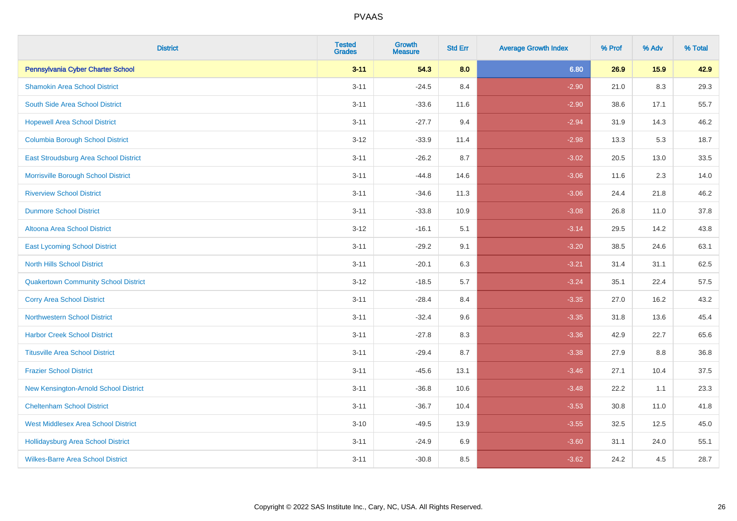| District | Tested Grades | Growth Measure | Std Err | Average Growth Index | % Prof | % Adv | % Total |
|---|---|---|---|---|---|---|---|
| **Pennsylvania Cyber Charter School** | **3-11** | **54.3** | **8.0** | **6.80** | **26.9** | **15.9** | **42.9** |
| Shamokin Area School District | 3-11 | -24.5 | 8.4 | -2.90 | 21.0 | 8.3 | 29.3 |
| South Side Area School District | 3-11 | -33.6 | 11.6 | -2.90 | 38.6 | 17.1 | 55.7 |
| Hopewell Area School District | 3-11 | -27.7 | 9.4 | -2.94 | 31.9 | 14.3 | 46.2 |
| Columbia Borough School District | 3-12 | -33.9 | 11.4 | -2.98 | 13.3 | 5.3 | 18.7 |
| East Stroudsburg Area School District | 3-11 | -26.2 | 8.7 | -3.02 | 20.5 | 13.0 | 33.5 |
| Morrisville Borough School District | 3-11 | -44.8 | 14.6 | -3.06 | 11.6 | 2.3 | 14.0 |
| Riverview School District | 3-11 | -34.6 | 11.3 | -3.06 | 24.4 | 21.8 | 46.2 |
| Dunmore School District | 3-11 | -33.8 | 10.9 | -3.08 | 26.8 | 11.0 | 37.8 |
| Altoona Area School District | 3-12 | -16.1 | 5.1 | -3.14 | 29.5 | 14.2 | 43.8 |
| East Lycoming School District | 3-11 | -29.2 | 9.1 | -3.20 | 38.5 | 24.6 | 63.1 |
| North Hills School District | 3-11 | -20.1 | 6.3 | -3.21 | 31.4 | 31.1 | 62.5 |
| Quakertown Community School District | 3-12 | -18.5 | 5.7 | -3.24 | 35.1 | 22.4 | 57.5 |
| Corry Area School District | 3-11 | -28.4 | 8.4 | -3.35 | 27.0 | 16.2 | 43.2 |
| Northwestern School District | 3-11 | -32.4 | 9.6 | -3.35 | 31.8 | 13.6 | 45.4 |
| Harbor Creek School District | 3-11 | -27.8 | 8.3 | -3.36 | 42.9 | 22.7 | 65.6 |
| Titusville Area School District | 3-11 | -29.4 | 8.7 | -3.38 | 27.9 | 8.8 | 36.8 |
| Frazier School District | 3-11 | -45.6 | 13.1 | -3.46 | 27.1 | 10.4 | 37.5 |
| New Kensington-Arnold School District | 3-11 | -36.8 | 10.6 | -3.48 | 22.2 | 1.1 | 23.3 |
| Cheltenham School District | 3-11 | -36.7 | 10.4 | -3.53 | 30.8 | 11.0 | 41.8 |
| West Middlesex Area School District | 3-10 | -49.5 | 13.9 | -3.55 | 32.5 | 12.5 | 45.0 |
| Hollidaysburg Area School District | 3-11 | -24.9 | 6.9 | -3.60 | 31.1 | 24.0 | 55.1 |
| Wilkes-Barre Area School District | 3-11 | -30.8 | 8.5 | -3.62 | 24.2 | 4.5 | 28.7 |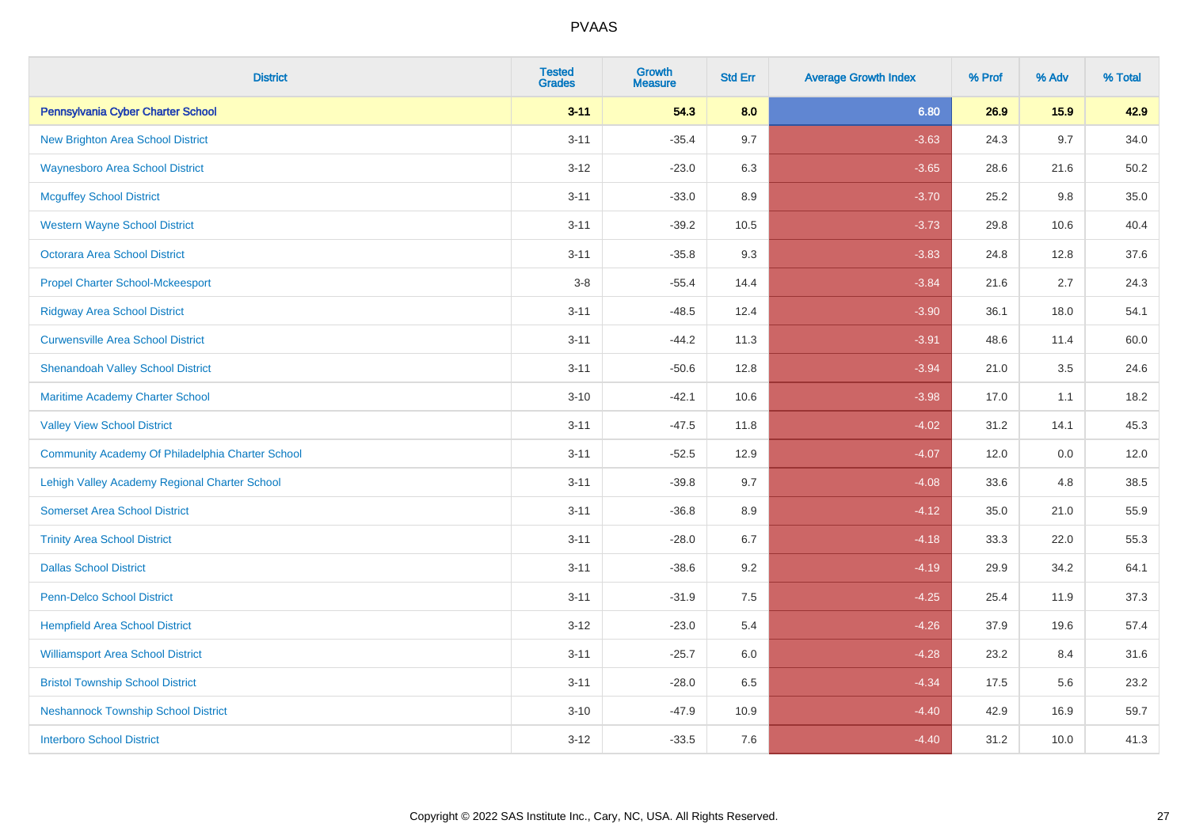# PVAAS

| District | Tested Grades | Growth Measure | Std Err | Average Growth Index | % Prof | % Adv | % Total |
|---|---|---|---|---|---|---|---|
| **Pennsylvania Cyber Charter School** | **3-11** | **54.3** | **8.0** | **6.80** | **26.9** | **15.9** | **42.9** |
| New Brighton Area School District | 3-11 | -35.4 | 9.7 | -3.63 | 24.3 | 9.7 | 34.0 |
| Waynesboro Area School District | 3-12 | -23.0 | 6.3 | -3.65 | 28.6 | 21.6 | 50.2 |
| Mcguffey School District | 3-11 | -33.0 | 8.9 | -3.70 | 25.2 | 9.8 | 35.0 |
| Western Wayne School District | 3-11 | -39.2 | 10.5 | -3.73 | 29.8 | 10.6 | 40.4 |
| Octorara Area School District | 3-11 | -35.8 | 9.3 | -3.83 | 24.8 | 12.8 | 37.6 |
| Propel Charter School-Mckeesport | 3-8 | -55.4 | 14.4 | -3.84 | 21.6 | 2.7 | 24.3 |
| Ridgway Area School District | 3-11 | -48.5 | 12.4 | -3.90 | 36.1 | 18.0 | 54.1 |
| Curwensville Area School District | 3-11 | -44.2 | 11.3 | -3.91 | 48.6 | 11.4 | 60.0 |
| Shenandoah Valley School District | 3-11 | -50.6 | 12.8 | -3.94 | 21.0 | 3.5 | 24.6 |
| Maritime Academy Charter School | 3-10 | -42.1 | 10.6 | -3.98 | 17.0 | 1.1 | 18.2 |
| Valley View School District | 3-11 | -47.5 | 11.8 | -4.02 | 31.2 | 14.1 | 45.3 |
| Community Academy Of Philadelphia Charter School | 3-11 | -52.5 | 12.9 | -4.07 | 12.0 | 0.0 | 12.0 |
| Lehigh Valley Academy Regional Charter School | 3-11 | -39.8 | 9.7 | -4.08 | 33.6 | 4.8 | 38.5 |
| Somerset Area School District | 3-11 | -36.8 | 8.9 | -4.12 | 35.0 | 21.0 | 55.9 |
| Trinity Area School District | 3-11 | -28.0 | 6.7 | -4.18 | 33.3 | 22.0 | 55.3 |
| Dallas School District | 3-11 | -38.6 | 9.2 | -4.19 | 29.9 | 34.2 | 64.1 |
| Penn-Delco School District | 3-11 | -31.9 | 7.5 | -4.25 | 25.4 | 11.9 | 37.3 |
| Hempfield Area School District | 3-12 | -23.0 | 5.4 | -4.26 | 37.9 | 19.6 | 57.4 |
| Williamsport Area School District | 3-11 | -25.7 | 6.0 | -4.28 | 23.2 | 8.4 | 31.6 |
| Bristol Township School District | 3-11 | -28.0 | 6.5 | -4.34 | 17.5 | 5.6 | 23.2 |
| Neshannock Township School District | 3-10 | -47.9 | 10.9 | -4.40 | 42.9 | 16.9 | 59.7 |
| Interboro School District | 3-12 | -33.5 | 7.6 | -4.40 | 31.2 | 10.0 | 41.3 |

Copyright © 2022 SAS Institute Inc., Cary, NC, USA. All Rights Reserved.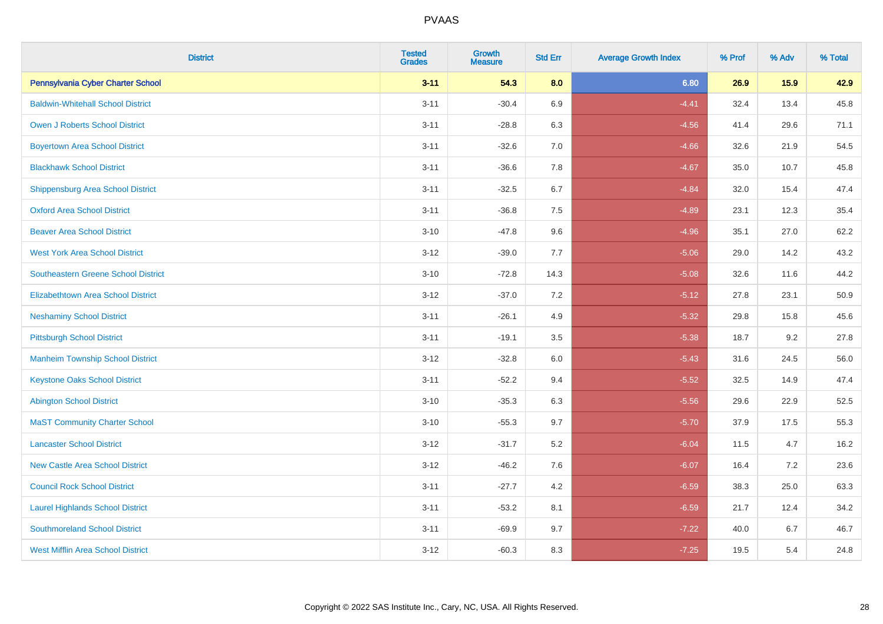| District | Tested Grades | Growth Measure | Std Err | Average Growth Index | % Prof | % Adv | % Total |
|---|---|---|---|---|---|---|---|
| **Pennsylvania Cyber Charter School** | **3-11** | **54.3** | **8.0** | **6.80** | **26.9** | **15.9** | **42.9** |
| Baldwin-Whitehall School District | 3-11 | -30.4 | 6.9 | -4.41 | 32.4 | 13.4 | 45.8 |
| Owen J Roberts School District | 3-11 | -28.8 | 6.3 | -4.56 | 41.4 | 29.6 | 71.1 |
| Boyertown Area School District | 3-11 | -32.6 | 7.0 | -4.66 | 32.6 | 21.9 | 54.5 |
| Blackhawk School District | 3-11 | -36.6 | 7.8 | -4.67 | 35.0 | 10.7 | 45.8 |
| Shippensburg Area School District | 3-11 | -32.5 | 6.7 | -4.84 | 32.0 | 15.4 | 47.4 |
| Oxford Area School District | 3-11 | -36.8 | 7.5 | -4.89 | 23.1 | 12.3 | 35.4 |
| Beaver Area School District | 3-10 | -47.8 | 9.6 | -4.96 | 35.1 | 27.0 | 62.2 |
| West York Area School District | 3-12 | -39.0 | 7.7 | -5.06 | 29.0 | 14.2 | 43.2 |
| Southeastern Greene School District | 3-10 | -72.8 | 14.3 | -5.08 | 32.6 | 11.6 | 44.2 |
| Elizabethtown Area School District | 3-12 | -37.0 | 7.2 | -5.12 | 27.8 | 23.1 | 50.9 |
| Neshaminy School District | 3-11 | -26.1 | 4.9 | -5.32 | 29.8 | 15.8 | 45.6 |
| Pittsburgh School District | 3-11 | -19.1 | 3.5 | -5.38 | 18.7 | 9.2 | 27.8 |
| Manheim Township School District | 3-12 | -32.8 | 6.0 | -5.43 | 31.6 | 24.5 | 56.0 |
| Keystone Oaks School District | 3-11 | -52.2 | 9.4 | -5.52 | 32.5 | 14.9 | 47.4 |
| Abington School District | 3-10 | -35.3 | 6.3 | -5.56 | 29.6 | 22.9 | 52.5 |
| MaST Community Charter School | 3-10 | -55.3 | 9.7 | -5.70 | 37.9 | 17.5 | 55.3 |
| Lancaster School District | 3-12 | -31.7 | 5.2 | -6.04 | 11.5 | 4.7 | 16.2 |
| New Castle Area School District | 3-12 | -46.2 | 7.6 | -6.07 | 16.4 | 7.2 | 23.6 |
| Council Rock School District | 3-11 | -27.7 | 4.2 | -6.59 | 38.3 | 25.0 | 63.3 |
| Laurel Highlands School District | 3-11 | -53.2 | 8.1 | -6.59 | 21.7 | 12.4 | 34.2 |
| Southmoreland School District | 3-11 | -69.9 | 9.7 | -7.22 | 40.0 | 6.7 | 46.7 |
| West Mifflin Area School District | 3-12 | -60.3 | 8.3 | -7.25 | 19.5 | 5.4 | 24.8 |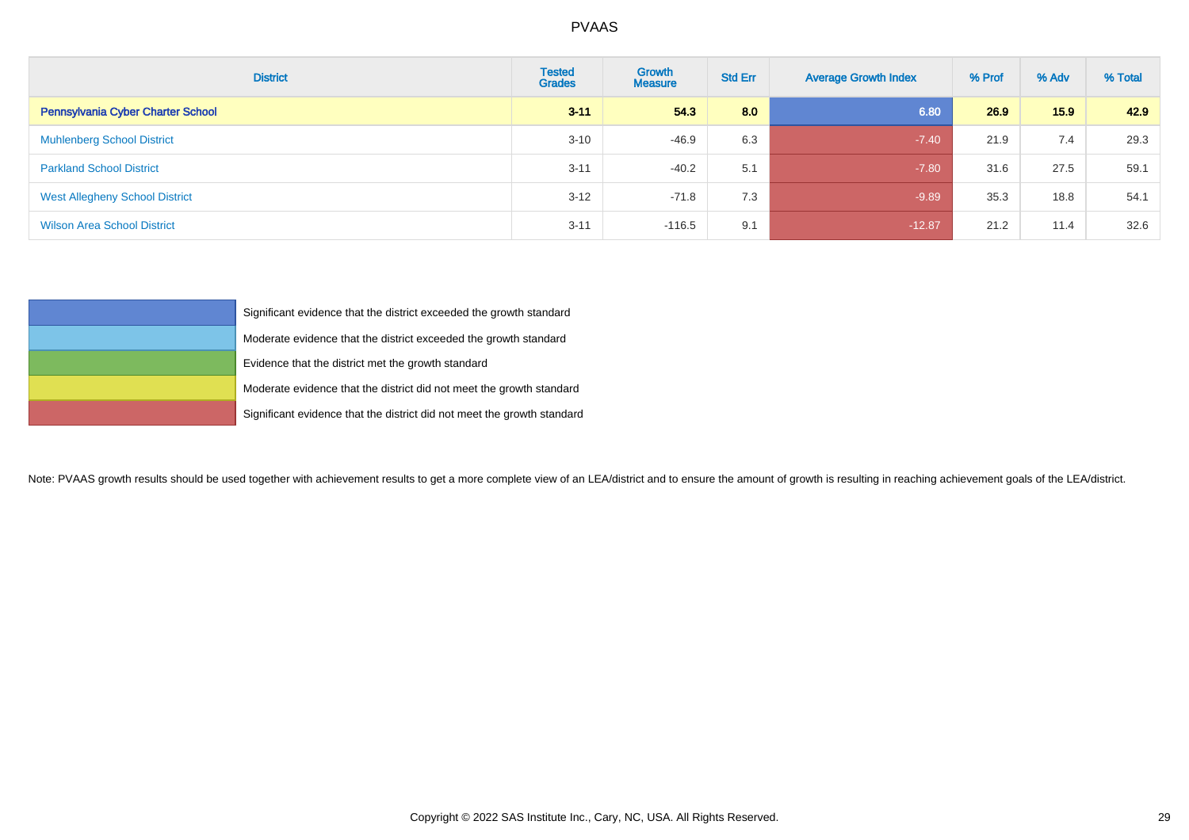# PVAAS

| District | Tested Grades | Growth Measure | Std Err | Average Growth Index | % Prof | % Adv | % Total |
|---|---|---|---|---|---|---|---|
| **Pennsylvania Cyber Charter School** | **3-11** | **54.3** | **8.0** | **6.80** | **26.9** | **15.9** | **42.9** |
| Muhlenberg School District | 3-10 | -46.9 | 6.3 | -7.40 | 21.9 | 7.4 | 29.3 |
| Parkland School District | 3-11 | -40.2 | 5.1 | -7.80 | 31.6 | 27.5 | 59.1 |
| West Allegheny School District | 3-12 | -71.8 | 7.3 | -9.89 | 35.3 | 18.8 | 54.1 |
| Wilson Area School District | 3-11 | -116.5 | 9.1 | -12.87 | 21.2 | 11.4 | 32.6 |

Significant evidence that the district exceeded the growth standard

Moderate evidence that the district exceeded the growth standard

Evidence that the district met the growth standard

Moderate evidence that the district did not meet the growth standard

Significant evidence that the district did not meet the growth standard

Note: PVAAS growth results should be used together with achievement results to get a more complete view of an LEA/district and to ensure the amount of growth is resulting in reaching achievement goals of the LEA/district.

Copyright © 2022 SAS Institute Inc., Cary, NC, USA. All Rights Reserved.